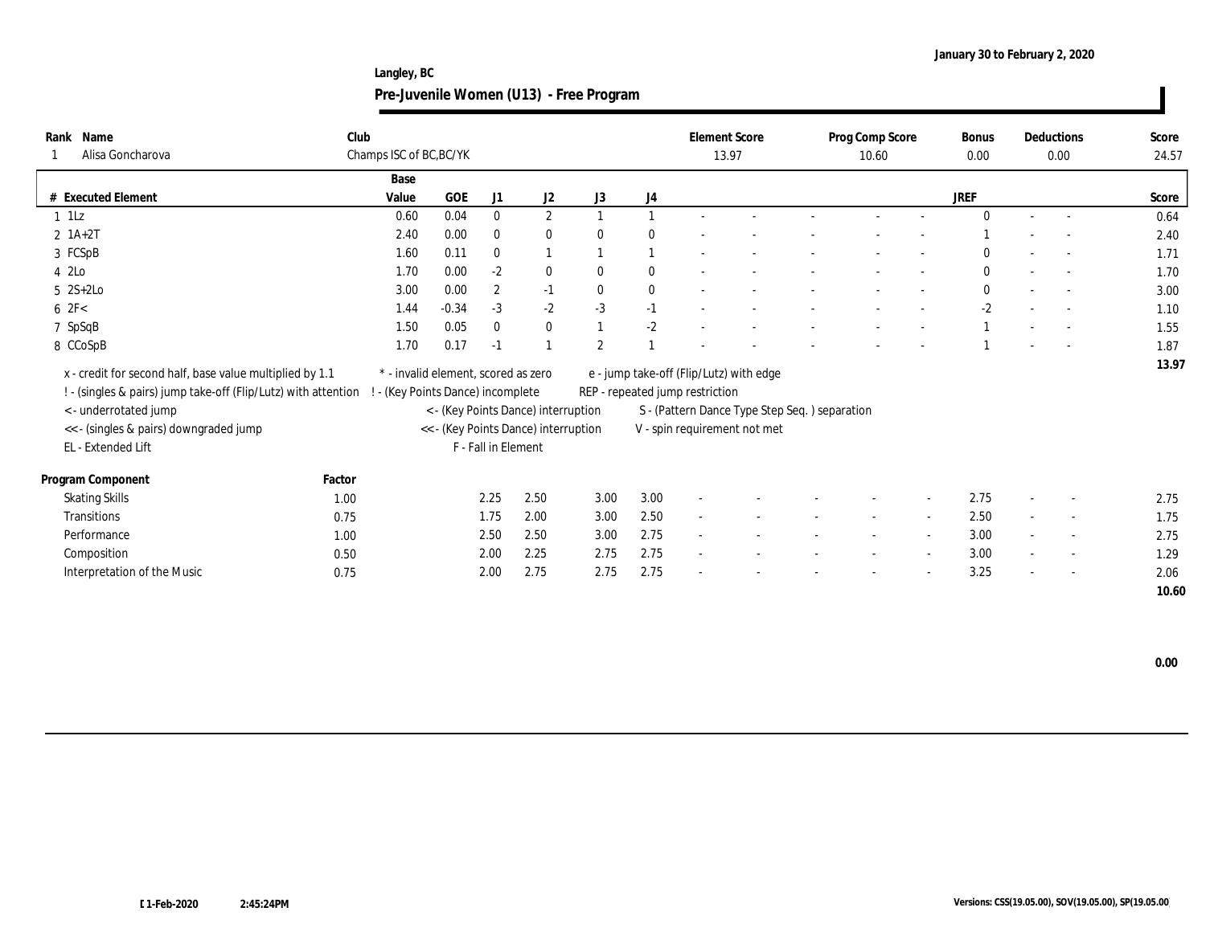January 30 to February 2, 2020

**Langley, BC**

## Pre-Juvenile Women (U13) - Free Program

| Rank | Name | Club | Element Score | Prog Comp Score | Bonus | Deductions | Score |
|---|---|---|---|---|---|---|---|
| 1 | Alisa Goncharova | Champs ISC of BC,BC/YK | 13.97 | 10.60 | 0.00 | 0.00 | 24.57 |

| # | Executed Element | Base Value | GOE | J1 | J2 | J3 | J4 | | | | | | JREF | | | Score |
|---|---|---|---|---|---|---|---|---|---|---|---|---|---|---|---|---|
| 1 | 1Lz | 0.60 | 0.04 | 0 | 2 | 1 | 1 | - | - | - | - | - | 0 | - | - | 0.64 |
| 2 | 1A+2T | 2.40 | 0.00 | 0 | 0 | 0 | 0 | - | - | - | - | - | 1 | - | - | 2.40 |
| 3 | FCSpB | 1.60 | 0.11 | 0 | 1 | 1 | 1 | - | - | - | - | - | 0 | - | - | 1.71 |
| 4 | 2Lo | 1.70 | 0.00 | -2 | 0 | 0 | 0 | - | - | - | - | - | 0 | - | - | 1.70 |
| 5 | 2S+2Lo | 3.00 | 0.00 | 2 | -1 | 0 | 0 | - | - | - | - | - | 0 | - | - | 3.00 |
| 6 | 2F< | 1.44 | -0.34 | -3 | -2 | -3 | -1 | - | - | - | - | - | -2 | - | - | 1.10 |
| 7 | SpSqB | 1.50 | 0.05 | 0 | 0 | 1 | -2 | - | - | - | - | - | 1 | - | - | 1.55 |
| 8 | CCoSpB | 1.70 | 0.17 | -1 | 1 | 2 | 1 | - | - | - | - | - | 1 | - | - | 1.87 |
| | | | | | | | | | | | | | | | | 13.97 |

x - credit for second half, base value multiplied by 1.1
! - (singles & pairs) jump take-off (Flip/Lutz) with attention
< - underrotated jump
<< - (singles & pairs) downgraded jump
EL - Extended Lift
* - invalid element, scored as zero
! - (Key Points Dance) incomplete
< - (Key Points Dance) interruption
<< - (Key Points Dance) interruption
F - Fall in Element
e - jump take-off (Flip/Lutz) with edge
REP - repeated jump restriction
S - (Pattern Dance Type Step Seq. ) separation
V - spin requirement not met

| Program Component | Factor | J1 | J2 | J3 | J4 | | | | | | JREF | | | Score |
|---|---|---|---|---|---|---|---|---|---|---|---|---|---|---|
| Skating Skills | 1.00 | 2.25 | 2.50 | 3.00 | 3.00 | - | - | - | - | - | 2.75 | - | - | 2.75 |
| Transitions | 0.75 | 1.75 | 2.00 | 3.00 | 2.50 | - | - | - | - | - | 2.50 | - | - | 1.75 |
| Performance | 1.00 | 2.50 | 2.50 | 3.00 | 2.75 | - | - | - | - | - | 3.00 | - | - | 2.75 |
| Composition | 0.50 | 2.00 | 2.25 | 2.75 | 2.75 | - | - | - | - | - | 3.00 | - | - | 1.29 |
| Interpretation of the Music | 0.75 | 2.00 | 2.75 | 2.75 | 2.75 | - | - | - | - | - | 3.25 | - | - | 2.06 |
| | | | | | | | | | | | | | | 10.60 |

0.00

01-Feb-2020 2:45:24PM

Versions: CSS(19.05.00), SOV(19.05.00), SP(19.05.00)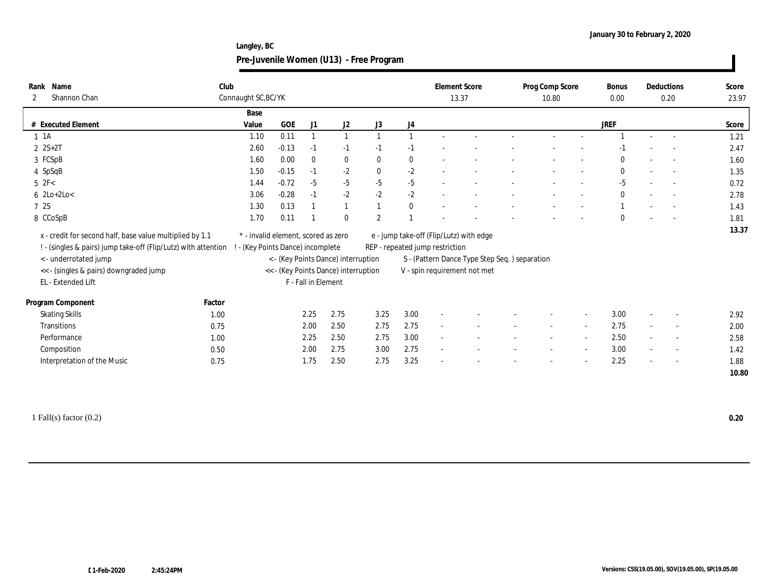January 30 to February 2, 2020

**Langley, BC**

## Pre-Juvenile Women (U13) - Free Program

| Rank | Name | Club | Element Score | Prog Comp Score | Bonus | Deductions | Score |
|---|---|---|---|---|---|---|---|
| 2 | Shannon Chan | Connaught SC,BC/YK | 13.37 | 10.80 | 0.00 | 0.20 | 23.97 |

| # | Executed Element | Base Value | GOE | J1 | J2 | J3 | J4 | | | | | | JREF | | | Score |
|---|---|---|---|---|---|---|---|---|---|---|---|---|---|---|---|---|
| 1 | 1A | 1.10 | 0.11 | 1 | 1 | 1 | 1 | - | - | - | - | - | 1 | - | - | 1.21 |
| 2 | 2S+2T | 2.60 | -0.13 | -1 | -1 | -1 | -1 | - | - | - | - | - | -1 | - | - | 2.47 |
| 3 | FCSpB | 1.60 | 0.00 | 0 | 0 | 0 | 0 | - | - | - | - | - | 0 | - | - | 1.60 |
| 4 | SpSqB | 1.50 | -0.15 | -1 | -2 | 0 | -2 | - | - | - | - | - | 0 | - | - | 1.35 |
| 5 | 2F< | 1.44 | -0.72 | -5 | -5 | -5 | -5 | - | - | - | - | - | -5 | - | - | 0.72 |
| 6 | 2Lo+2Lo< | 3.06 | -0.28 | -1 | -2 | -2 | -2 | - | - | - | - | - | 0 | - | - | 2.78 |
| 7 | 2S | 1.30 | 0.13 | 1 | 1 | 1 | 0 | - | - | - | - | - | 1 | - | - | 1.43 |
| 8 | CCoSpB | 1.70 | 0.11 | 1 | 0 | 2 | 1 | - | - | - | - | - | 0 | - | - | 1.81 |
| | | | | | | | | | | | | | | | | 13.37 |

x - credit for second half, base value multiplied by 1.1
! - (singles & pairs) jump take-off (Flip/Lutz) with attention
< - underrotated jump
<< - (singles & pairs) downgraded jump
EL - Extended Lift
\* - invalid element, scored as zero
! - (Key Points Dance) incomplete
< - (Key Points Dance) interruption
<< - (Key Points Dance) interruption
F - Fall in Element
e - jump take-off (Flip/Lutz) with edge
REP - repeated jump restriction
S - (Pattern Dance Type Step Seq. ) separation
V - spin requirement not met

| Program Component | Factor | J1 | J2 | J3 | J4 | | | | | | JREF | | | Score |
|---|---|---|---|---|---|---|---|---|---|---|---|---|---|---|
| Skating Skills | 1.00 | 2.25 | 2.75 | 3.25 | 3.00 | - | - | - | - | - | 3.00 | - | - | 2.92 |
| Transitions | 0.75 | 2.00 | 2.50 | 2.75 | 2.75 | - | - | - | - | - | 2.75 | - | - | 2.00 |
| Performance | 1.00 | 2.25 | 2.50 | 2.75 | 3.00 | - | - | - | - | - | 2.50 | - | - | 2.58 |
| Composition | 0.50 | 2.00 | 2.75 | 3.00 | 2.75 | - | - | - | - | - | 3.00 | - | - | 1.42 |
| Interpretation of the Music | 0.75 | 1.75 | 2.50 | 2.75 | 3.25 | - | - | - | - | - | 2.25 | - | - | 1.88 |
| | | | | | | | | | | | | | | 10.80 |

1 Fall(s) factor (0.2) **0.20**

01-Feb-2020 2:45:24PM

Versions: CSS(19.05.00), SOV(19.05.00), SP(19.05.00)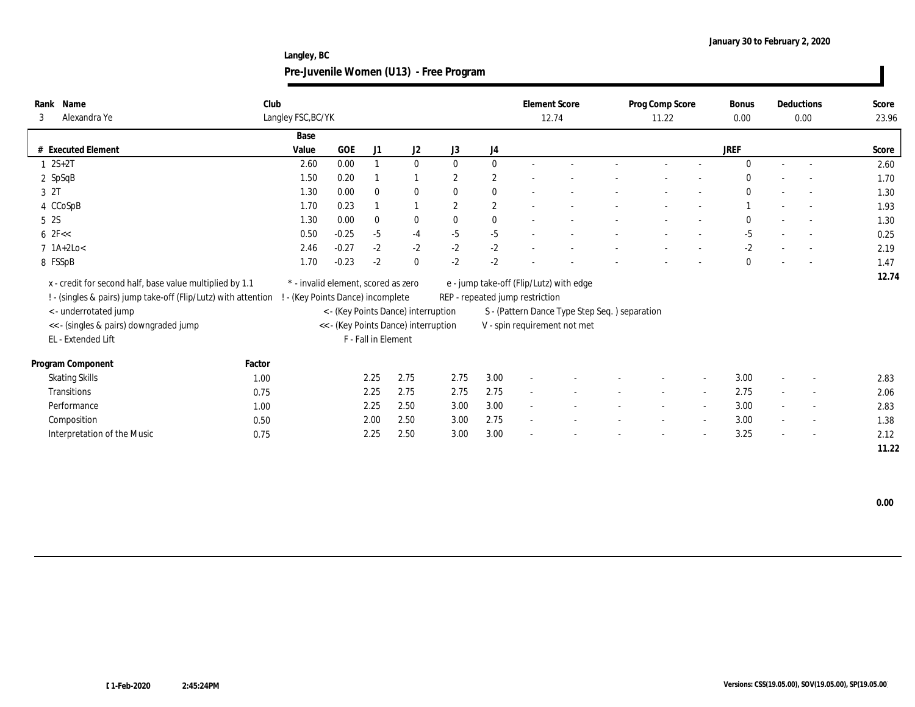January 30 to February 2, 2020

**Langley, BC**

# Pre-Juvenile Women (U13) - Free Program

| Rank | Name | Club | Element Score | Prog Comp Score | Bonus | Deductions | Score |
|---|---|---|---|---|---|---|---|
| 3 | Alexandra Ye | Langley FSC,BC/YK | 12.74 | 11.22 | 0.00 | 0.00 | 23.96 |

| # | Executed Element | Base Value | GOE | J1 | J2 | J3 | J4 | | | | | | JREF | | | Score |
|---|---|---|---|---|---|---|---|---|---|---|---|---|---|---|---|---|
| 1 | 2S+2T | 2.60 | 0.00 | 1 | 0 | 0 | 0 | - | - | - | - | - | 0 | - | - | 2.60 |
| 2 | SpSqB | 1.50 | 0.20 | 1 | 1 | 2 | 2 | - | - | - | - | - | 0 | - | - | 1.70 |
| 3 | 2T | 1.30 | 0.00 | 0 | 0 | 0 | 0 | - | - | - | - | - | 0 | - | - | 1.30 |
| 4 | CCoSpB | 1.70 | 0.23 | 1 | 1 | 2 | 2 | - | - | - | - | - | 1 | - | - | 1.93 |
| 5 | 2S | 1.30 | 0.00 | 0 | 0 | 0 | 0 | - | - | - | - | - | 0 | - | - | 1.30 |
| 6 | 2F<< | 0.50 | -0.25 | -5 | -4 | -5 | -5 | - | - | - | - | - | -5 | - | - | 0.25 |
| 7 | 1A+2Lo< | 2.46 | -0.27 | -2 | -2 | -2 | -2 | - | - | - | - | - | -2 | - | - | 2.19 |
| 8 | FSSpB | 1.70 | -0.23 | -2 | 0 | -2 | -2 | - | - | - | - | - | 0 | - | - | 1.47 |
| | | | | | | | | | | | | | | | | 12.74 |

x - credit for second half, base value multiplied by 1.1
! - (singles & pairs) jump take-off (Flip/Lutz) with attention
< - underrotated jump
<< - (singles & pairs) downgraded jump
EL - Extended Lift
* - invalid element, scored as zero
! - (Key Points Dance) incomplete
< - (Key Points Dance) interruption
<< - (Key Points Dance) interruption
F - Fall in Element
e - jump take-off (Flip/Lutz) with edge
REP - repeated jump restriction
S - (Pattern Dance Type Step Seq. ) separation
V - spin requirement not met

| Program Component | Factor | J1 | J2 | J3 | J4 | | | | | | JREF | | | Score |
|---|---|---|---|---|---|---|---|---|---|---|---|---|---|---|
| Skating Skills | 1.00 | 2.25 | 2.75 | 2.75 | 3.00 | - | - | - | - | - | 3.00 | - | - | 2.83 |
| Transitions | 0.75 | 2.25 | 2.75 | 2.75 | 2.75 | - | - | - | - | - | 2.75 | - | - | 2.06 |
| Performance | 1.00 | 2.25 | 2.50 | 3.00 | 3.00 | - | - | - | - | - | 3.00 | - | - | 2.83 |
| Composition | 0.50 | 2.00 | 2.50 | 3.00 | 2.75 | - | - | - | - | - | 3.00 | - | - | 1.38 |
| Interpretation of the Music | 0.75 | 2.25 | 2.50 | 3.00 | 3.00 | - | - | - | - | - | 3.25 | - | - | 2.12 |
| | | | | | | | | | | | | | | 11.22 |

0.00

01-Feb-2020 2:45:24PM

Versions: CSS(19.05.00), SOV(19.05.00), SP(19.05.00)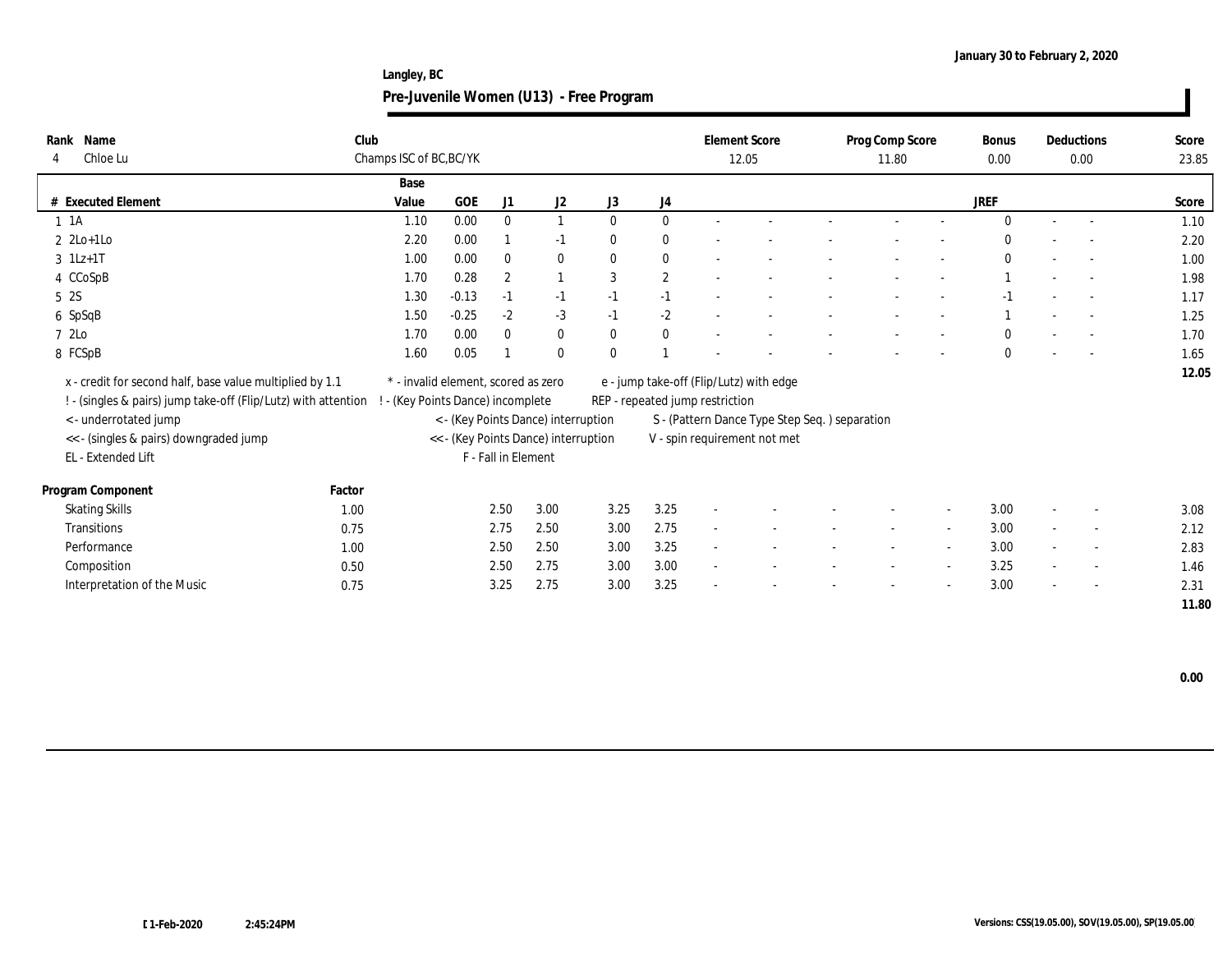January 30 to February 2, 2020

Langley, BC

## Pre-Juvenile Women (U13) - Free Program

| Rank | Name | Club | Element Score | Prog Comp Score | Bonus | Deductions | Score |
|---|---|---|---|---|---|---|---|
| 4 | Chloe Lu | Champs ISC of BC,BC/YK | 12.05 | 11.80 | 0.00 | 0.00 | 23.85 |

| # | Executed Element | Base Value | GOE | J1 | J2 | J3 | J4 | | | | | | | JREF | | | Score |
|---|---|---|---|---|---|---|---|---|---|---|---|---|---|---|---|---|---|
| 1 | 1A | 1.10 | 0.00 | 0 | 1 | 0 | 0 | - | - | - | - | - | - | 0 | - | - | 1.10 |
| 2 | 2Lo+1Lo | 2.20 | 0.00 | 1 | -1 | 0 | 0 | - | - | - | - | - | - | 0 | - | - | 2.20 |
| 3 | 1Lz+1T | 1.00 | 0.00 | 0 | 0 | 0 | 0 | - | - | - | - | - | - | 0 | - | - | 1.00 |
| 4 | CCoSpB | 1.70 | 0.28 | 2 | 1 | 3 | 2 | - | - | - | - | - | - | 1 | - | - | 1.98 |
| 5 | 2S | 1.30 | -0.13 | -1 | -1 | -1 | -1 | - | - | - | - | - | - | -1 | - | - | 1.17 |
| 6 | SpSqB | 1.50 | -0.25 | -2 | -3 | -1 | -2 | - | - | - | - | - | - | 1 | - | - | 1.25 |
| 7 | 2Lo | 1.70 | 0.00 | 0 | 0 | 0 | 0 | - | - | - | - | - | - | 0 | - | - | 1.70 |
| 8 | FCSpB | 1.60 | 0.05 | 1 | 0 | 0 | 1 | - | - | - | - | - | - | 0 | - | - | 1.65 |
| | | | | | | | | | | | | | | | | | 12.05 |

x - credit for second half, base value multiplied by 1.1
! - (singles & pairs) jump take-off (Flip/Lutz) with attention
< - underrotated jump
<< - (singles & pairs) downgraded jump
EL - Extended Lift
* - invalid element, scored as zero
! - (Key Points Dance) incomplete
< - (Key Points Dance) interruption
<< - (Key Points Dance) interruption
F - Fall in Element
e - jump take-off (Flip/Lutz) with edge
REP - repeated jump restriction
S - (Pattern Dance Type Step Seq. ) separation
V - spin requirement not met

| Program Component | Factor | J1 | J2 | J3 | J4 | | | | | | | JREF | | | Score |
|---|---|---|---|---|---|---|---|---|---|---|---|---|---|---|---|
| Skating Skills | 1.00 | 2.50 | 3.00 | 3.25 | 3.25 | - | - | - | - | - | - | 3.00 | - | - | 3.08 |
| Transitions | 0.75 | 2.75 | 2.50 | 3.00 | 2.75 | - | - | - | - | - | - | 3.00 | - | - | 2.12 |
| Performance | 1.00 | 2.50 | 2.50 | 3.00 | 3.25 | - | - | - | - | - | - | 3.00 | - | - | 2.83 |
| Composition | 0.50 | 2.50 | 2.75 | 3.00 | 3.00 | - | - | - | - | - | - | 3.25 | - | - | 1.46 |
| Interpretation of the Music | 0.75 | 3.25 | 2.75 | 3.00 | 3.25 | - | - | - | - | - | - | 3.00 | - | - | 2.31 |
| | | | | | | | | | | | | | | | 11.80 |

0.00

01-Feb-2020 2:45:24PM

Versions: CSS(19.05.00), SOV(19.05.00), SP(19.05.00)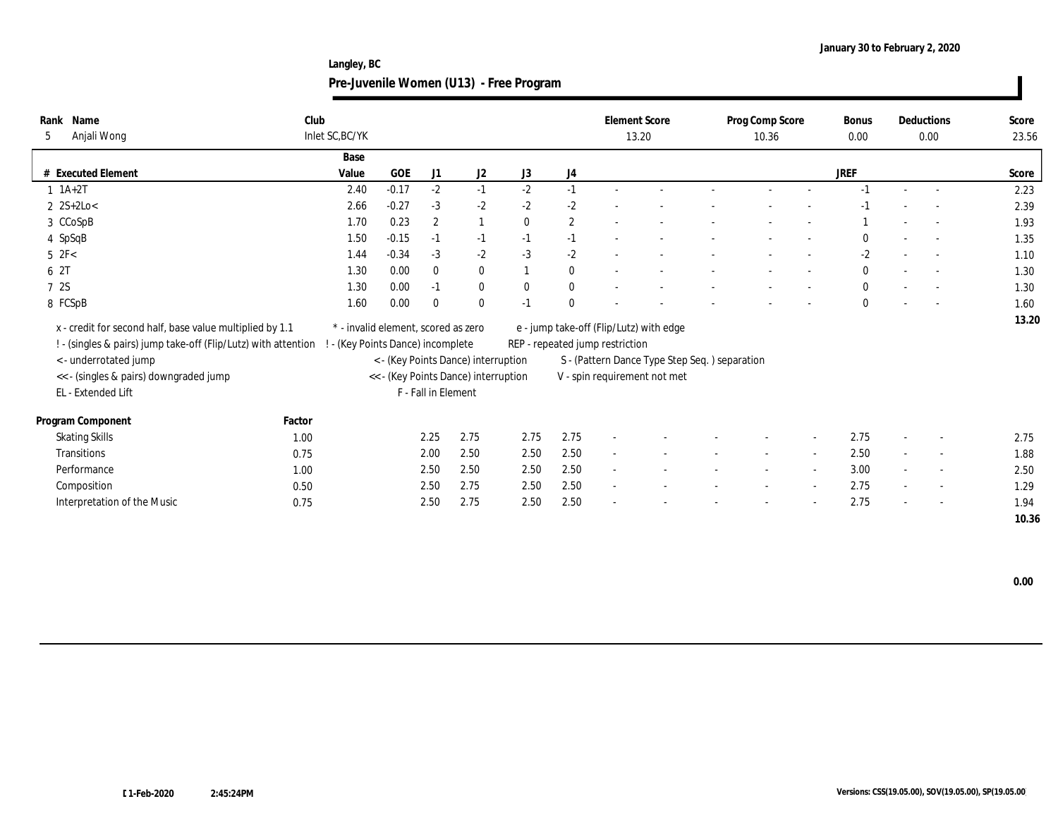January 30 to February 2, 2020

Langley, BC

## Pre-Juvenile Women (U13) - Free Program

| Rank | Name | Club | Element Score | Prog Comp Score | Bonus | Deductions | Score |
|---|---|---|---|---|---|---|---|
| 5 | Anjali Wong | Inlet SC,BC/YK | 13.20 | 10.36 | 0.00 | 0.00 | 23.56 |

| # | Executed Element | Base Value | GOE | J1 | J2 | J3 | J4 | | | | | | JREF | | | Score |
|---|---|---|---|---|---|---|---|---|---|---|---|---|---|---|---|---|
| 1 | 1A+2T | 2.40 | -0.17 | -2 | -1 | -2 | -1 | - | - | - | - | - | -1 | - | - | 2.23 |
| 2 | 2S+2Lo< | 2.66 | -0.27 | -3 | -2 | -2 | -2 | - | - | - | - | - | -1 | - | - | 2.39 |
| 3 | CCoSpB | 1.70 | 0.23 | 2 | 1 | 0 | 2 | - | - | - | - | - | 1 | - | - | 1.93 |
| 4 | SpSqB | 1.50 | -0.15 | -1 | -1 | -1 | -1 | - | - | - | - | - | 0 | - | - | 1.35 |
| 5 | 2F< | 1.44 | -0.34 | -3 | -2 | -3 | -2 | - | - | - | - | - | -2 | - | - | 1.10 |
| 6 | 2T | 1.30 | 0.00 | 0 | 0 | 1 | 0 | - | - | - | - | - | 0 | - | - | 1.30 |
| 7 | 2S | 1.30 | 0.00 | -1 | 0 | 0 | 0 | - | - | - | - | - | 0 | - | - | 1.30 |
| 8 | FCSpB | 1.60 | 0.00 | 0 | 0 | -1 | 0 | - | - | - | - | - | 0 | - | - | 1.60 |
| | | | | | | | | | | | | | | | | 13.20 |

x - credit for second half, base value multiplied by 1.1
! - (singles & pairs) jump take-off (Flip/Lutz) with attention
< - underrotated jump
<< - (singles & pairs) downgraded jump
EL - Extended Lift
* - invalid element, scored as zero
! - (Key Points Dance) incomplete
< - (Key Points Dance) interruption
<< - (Key Points Dance) interruption
F - Fall in Element
e - jump take-off (Flip/Lutz) with edge
REP - repeated jump restriction
S - (Pattern Dance Type Step Seq. ) separation
V - spin requirement not met

| Program Component | Factor | J1 | J2 | J3 | J4 | | | | | | JREF | | | Score |
|---|---|---|---|---|---|---|---|---|---|---|---|---|---|---|
| Skating Skills | 1.00 | 2.25 | 2.75 | 2.75 | 2.75 | - | - | - | - | - | 2.75 | - | - | 2.75 |
| Transitions | 0.75 | 2.00 | 2.50 | 2.50 | 2.50 | - | - | - | - | - | 2.50 | - | - | 1.88 |
| Performance | 1.00 | 2.50 | 2.50 | 2.50 | 2.50 | - | - | - | - | - | 3.00 | - | - | 2.50 |
| Composition | 0.50 | 2.50 | 2.75 | 2.50 | 2.50 | - | - | - | - | - | 2.75 | - | - | 1.29 |
| Interpretation of the Music | 0.75 | 2.50 | 2.75 | 2.50 | 2.50 | - | - | - | - | - | 2.75 | - | - | 1.94 |
| | | | | | | | | | | | | | | 10.36 |

0.00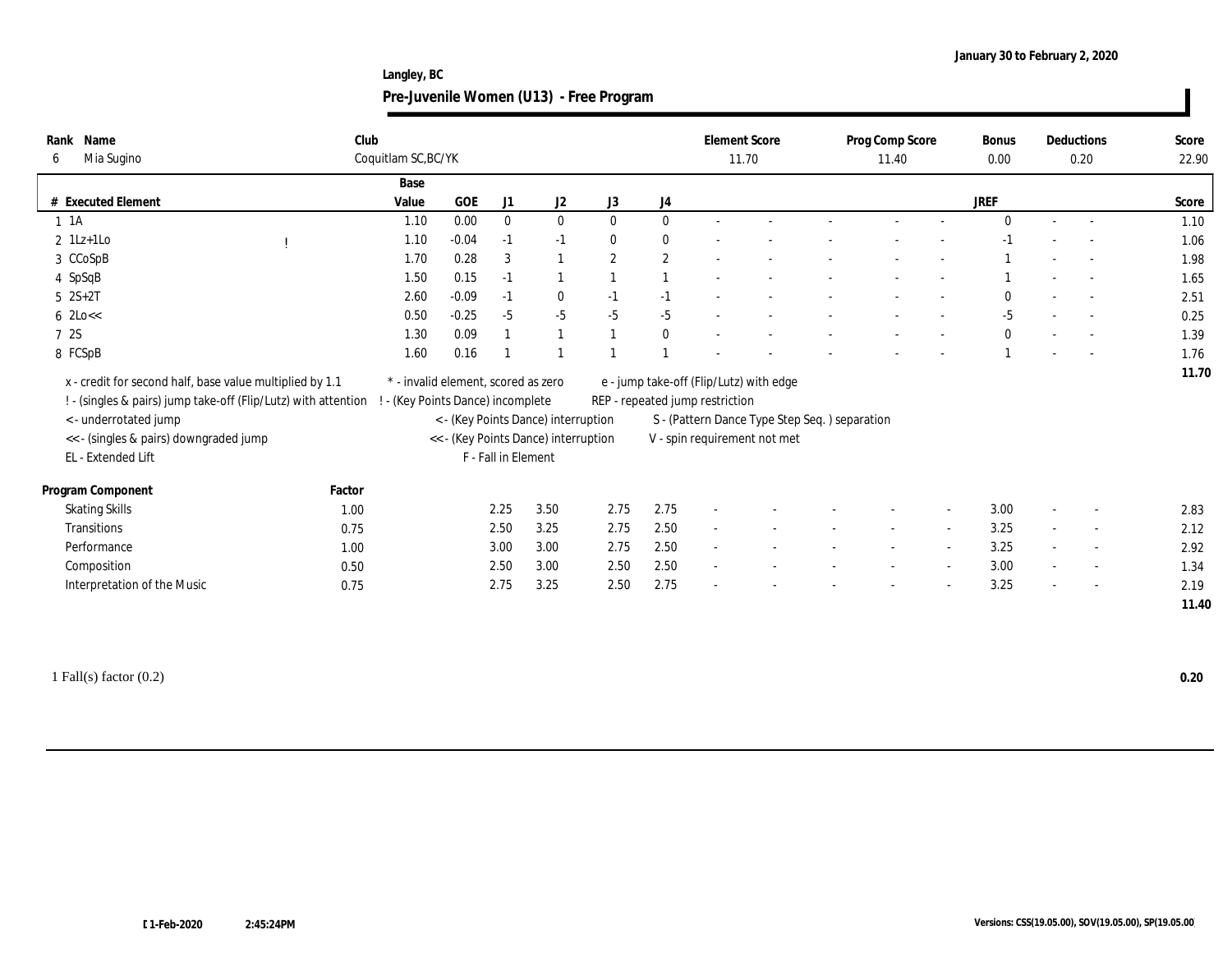January 30 to February 2, 2020

Langley, BC

# Pre-Juvenile Women (U13) - Free Program

| Rank | Name | Club | Element Score | Prog Comp Score | Bonus | Deductions | Score |
|---|---|---|---|---|---|---|---|
| 6 | Mia Sugino | Coquitlam SC,BC/YK | 11.70 | 11.40 | 0.00 | 0.20 | 22.90 |

| # | Executed Element | | Base Value | GOE | J1 | J2 | J3 | J4 | | | | | | | JREF | | | Score |
|---|---|---|---|---|---|---|---|---|---|---|---|---|---|---|---|---|---|---|
| 1 | 1A | | 1.10 | 0.00 | 0 | 0 | 0 | 0 | - | - | - | - | - | | 0 | - | - | 1.10 |
| 2 | 1Lz+1Lo | ! | 1.10 | -0.04 | -1 | -1 | 0 | 0 | - | - | - | - | - | | -1 | - | - | 1.06 |
| 3 | CCoSpB | | 1.70 | 0.28 | 3 | 1 | 2 | 2 | - | - | - | - | - | | 1 | - | - | 1.98 |
| 4 | SpSqB | | 1.50 | 0.15 | -1 | 1 | 1 | 1 | - | - | - | - | - | | 1 | - | - | 1.65 |
| 5 | 2S+2T | | 2.60 | -0.09 | -1 | 0 | -1 | -1 | - | - | - | - | - | | 0 | - | - | 2.51 |
| 6 | 2Lo<< | | 0.50 | -0.25 | -5 | -5 | -5 | -5 | - | - | - | - | - | | -5 | - | - | 0.25 |
| 7 | 2S | | 1.30 | 0.09 | 1 | 1 | 1 | 0 | - | - | - | - | - | | 0 | - | - | 1.39 |
| 8 | FCSpB | | 1.60 | 0.16 | 1 | 1 | 1 | 1 | - | - | - | - | - | | 1 | - | - | 1.76 |
| | | | | | | | | | | | | | | | | | | 11.70 |

x - credit for second half, base value multiplied by 1.1
! - (singles & pairs) jump take-off (Flip/Lutz) with attention
< - underrotated jump
<< - (singles & pairs) downgraded jump
EL - Extended Lift
* - invalid element, scored as zero
! - (Key Points Dance) incomplete
< - (Key Points Dance) interruption
<< - (Key Points Dance) interruption
F - Fall in Element
e - jump take-off (Flip/Lutz) with edge
REP - repeated jump restriction
S - (Pattern Dance Type Step Seq. ) separation
V - spin requirement not met

| Program Component | Factor | J1 | J2 | J3 | J4 | | | | | | JREF | | | Score |
|---|---|---|---|---|---|---|---|---|---|---|---|---|---|---|
| Skating Skills | 1.00 | 2.25 | 3.50 | 2.75 | 2.75 | - | - | - | - | - | 3.00 | - | - | 2.83 |
| Transitions | 0.75 | 2.50 | 3.25 | 2.75 | 2.50 | - | - | - | - | - | 3.25 | - | - | 2.12 |
| Performance | 1.00 | 3.00 | 3.00 | 2.75 | 2.50 | - | - | - | - | - | 3.25 | - | - | 2.92 |
| Composition | 0.50 | 2.50 | 3.00 | 2.50 | 2.50 | - | - | - | - | - | 3.00 | - | - | 1.34 |
| Interpretation of the Music | 0.75 | 2.75 | 3.25 | 2.50 | 2.75 | - | - | - | - | - | 3.25 | - | - | 2.19 |
| | | | | | | | | | | | | | | 11.40 |

1 Fall(s) factor (0.2) **0.20**

01-Feb-2020 2:45:24PM

Versions: CSS(19.05.00), SOV(19.05.00), SP(19.05.00)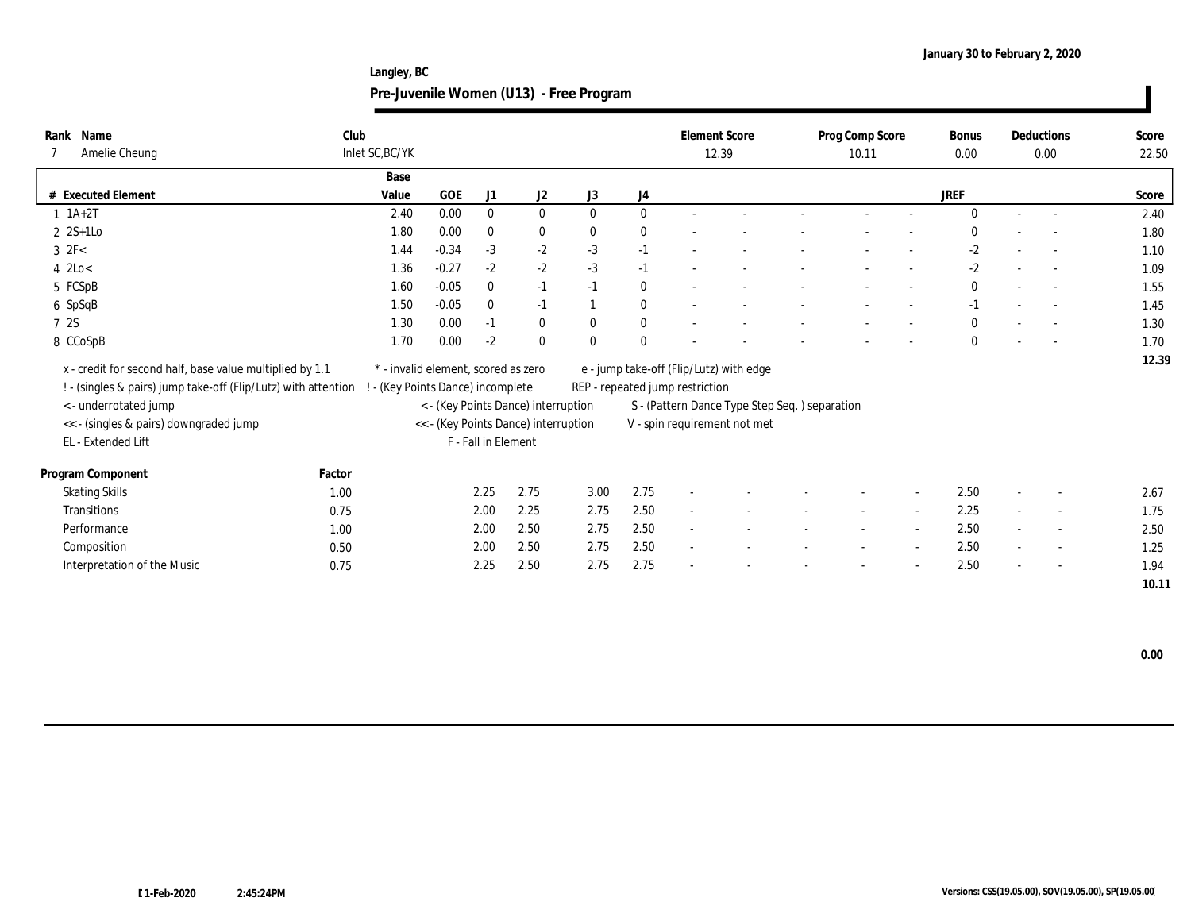January 30 to February 2, 2020

**Langley, BC**

## Pre-Juvenile Women (U13) - Free Program

| Rank | Name | Club | Element Score | Prog Comp Score | Bonus | Deductions | Score |
|---|---|---|---|---|---|---|---|
| 7 | Amelie Cheung | Inlet SC,BC/YK | 12.39 | 10.11 | 0.00 | 0.00 | 22.50 |

| # | Executed Element | Base Value | GOE | J1 | J2 | J3 | J4 | | | | | | JREF | | | Score |
|---|---|---|---|---|---|---|---|---|---|---|---|---|---|---|---|---|
| 1 | 1A+2T | 2.40 | 0.00 | 0 | 0 | 0 | 0 | - | - | - | - | - | 0 | - | - | 2.40 |
| 2 | 2S+1Lo | 1.80 | 0.00 | 0 | 0 | 0 | 0 | - | - | - | - | - | 0 | - | - | 1.80 |
| 3 | 2F< | 1.44 | -0.34 | -3 | -2 | -3 | -1 | - | - | - | - | - | -2 | - | - | 1.10 |
| 4 | 2Lo< | 1.36 | -0.27 | -2 | -2 | -3 | -1 | - | - | - | - | - | -2 | - | - | 1.09 |
| 5 | FCSpB | 1.60 | -0.05 | 0 | -1 | -1 | 0 | - | - | - | - | - | 0 | - | - | 1.55 |
| 6 | SpSqB | 1.50 | -0.05 | 0 | -1 | 1 | 0 | - | - | - | - | - | -1 | - | - | 1.45 |
| 7 | 2S | 1.30 | 0.00 | -1 | 0 | 0 | 0 | - | - | - | - | - | 0 | - | - | 1.30 |
| 8 | CCoSpB | 1.70 | 0.00 | -2 | 0 | 0 | 0 | - | - | - | - | - | 0 | - | - | 1.70 |
| | | | | | | | | | | | | | | | | 12.39 |

x - credit for second half, base value multiplied by 1.1
! - (singles & pairs) jump take-off (Flip/Lutz) with attention
< - underrotated jump
<< - (singles & pairs) downgraded jump
EL - Extended Lift
* - invalid element, scored as zero
! - (Key Points Dance) incomplete
< - (Key Points Dance) interruption
<< - (Key Points Dance) interruption
F - Fall in Element
e - jump take-off (Flip/Lutz) with edge
REP - repeated jump restriction
S - (Pattern Dance Type Step Seq. ) separation
V - spin requirement not met

| Program Component | Factor | J1 | J2 | J3 | J4 | | | | | | JREF | | | Score |
|---|---|---|---|---|---|---|---|---|---|---|---|---|---|---|
| Skating Skills | 1.00 | 2.25 | 2.75 | 3.00 | 2.75 | - | - | - | - | - | 2.50 | - | - | 2.67 |
| Transitions | 0.75 | 2.00 | 2.25 | 2.75 | 2.50 | - | - | - | - | - | 2.25 | - | - | 1.75 |
| Performance | 1.00 | 2.00 | 2.50 | 2.75 | 2.50 | - | - | - | - | - | 2.50 | - | - | 2.50 |
| Composition | 0.50 | 2.00 | 2.50 | 2.75 | 2.50 | - | - | - | - | - | 2.50 | - | - | 1.25 |
| Interpretation of the Music | 0.75 | 2.25 | 2.50 | 2.75 | 2.75 | - | - | - | - | - | 2.50 | - | - | 1.94 |
| | | | | | | | | | | | | | | 10.11 |

0.00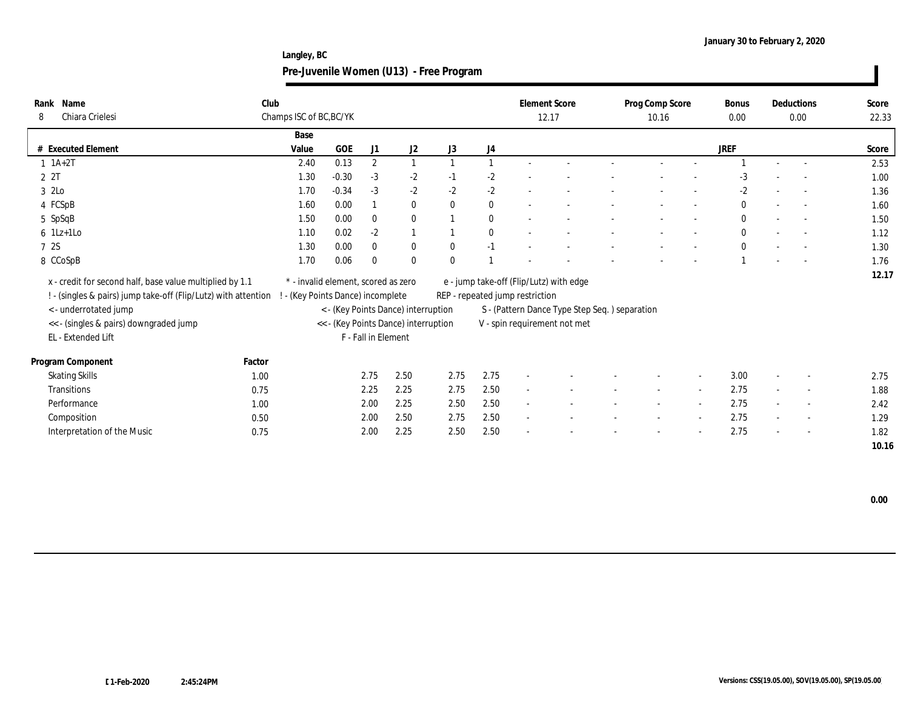January 30 to February 2, 2020

**Langley, BC**

## Pre-Juvenile Women (U13) - Free Program

| Rank | Name | Club | Element Score | Prog Comp Score | Bonus | Deductions | Score |
|---|---|---|---|---|---|---|---|
| 8 | Chiara Crielesi | Champs ISC of BC,BC/YK | 12.17 | 10.16 | 0.00 | 0.00 | 22.33 |

| # | Executed Element | Base Value | GOE | J1 | J2 | J3 | J4 | | | | | | JREF | | | Score |
|---|---|---|---|---|---|---|---|---|---|---|---|---|---|---|---|---|
| 1 | 1A+2T | 2.40 | 0.13 | 2 | 1 | 1 | 1 | - | - | - | - | - | 1 | - | - | 2.53 |
| 2 | 2T | 1.30 | -0.30 | -3 | -2 | -1 | -2 | - | - | - | - | - | -3 | - | - | 1.00 |
| 3 | 2Lo | 1.70 | -0.34 | -3 | -2 | -2 | -2 | - | - | - | - | - | -2 | - | - | 1.36 |
| 4 | FCSpB | 1.60 | 0.00 | 1 | 0 | 0 | 0 | - | - | - | - | - | 0 | - | - | 1.60 |
| 5 | SpSqB | 1.50 | 0.00 | 0 | 0 | 1 | 0 | - | - | - | - | - | 0 | - | - | 1.50 |
| 6 | 1Lz+1Lo | 1.10 | 0.02 | -2 | 1 | 1 | 0 | - | - | - | - | - | 0 | - | - | 1.12 |
| 7 | 2S | 1.30 | 0.00 | 0 | 0 | 0 | -1 | - | - | - | - | - | 0 | - | - | 1.30 |
| 8 | CCoSpB | 1.70 | 0.06 | 0 | 0 | 0 | 1 | - | - | - | - | - | 1 | - | - | 1.76 |
| | | | | | | | | | | | | | | | | 12.17 |

x - credit for second half, base value multiplied by 1.1
! - (singles & pairs) jump take-off (Flip/Lutz) with attention
< - underrotated jump
<< - (singles & pairs) downgraded jump
EL - Extended Lift
\* - invalid element, scored as zero
! - (Key Points Dance) incomplete
< - (Key Points Dance) interruption
<< - (Key Points Dance) interruption
F - Fall in Element
e - jump take-off (Flip/Lutz) with edge
REP - repeated jump restriction
S - (Pattern Dance Type Step Seq. ) separation
V - spin requirement not met

| Program Component | Factor | J1 | J2 | J3 | J4 | | | | | | JREF | | | Score |
|---|---|---|---|---|---|---|---|---|---|---|---|---|---|---|
| Skating Skills | 1.00 | 2.75 | 2.50 | 2.75 | 2.75 | - | - | - | - | - | 3.00 | - | - | 2.75 |
| Transitions | 0.75 | 2.25 | 2.25 | 2.75 | 2.50 | - | - | - | - | - | 2.75 | - | - | 1.88 |
| Performance | 1.00 | 2.00 | 2.25 | 2.50 | 2.50 | - | - | - | - | - | 2.75 | - | - | 2.42 |
| Composition | 0.50 | 2.00 | 2.50 | 2.75 | 2.50 | - | - | - | - | - | 2.75 | - | - | 1.29 |
| Interpretation of the Music | 0.75 | 2.00 | 2.25 | 2.50 | 2.50 | - | - | - | - | - | 2.75 | - | - | 1.82 |
| | | | | | | | | | | | | | | 10.16 |

0.00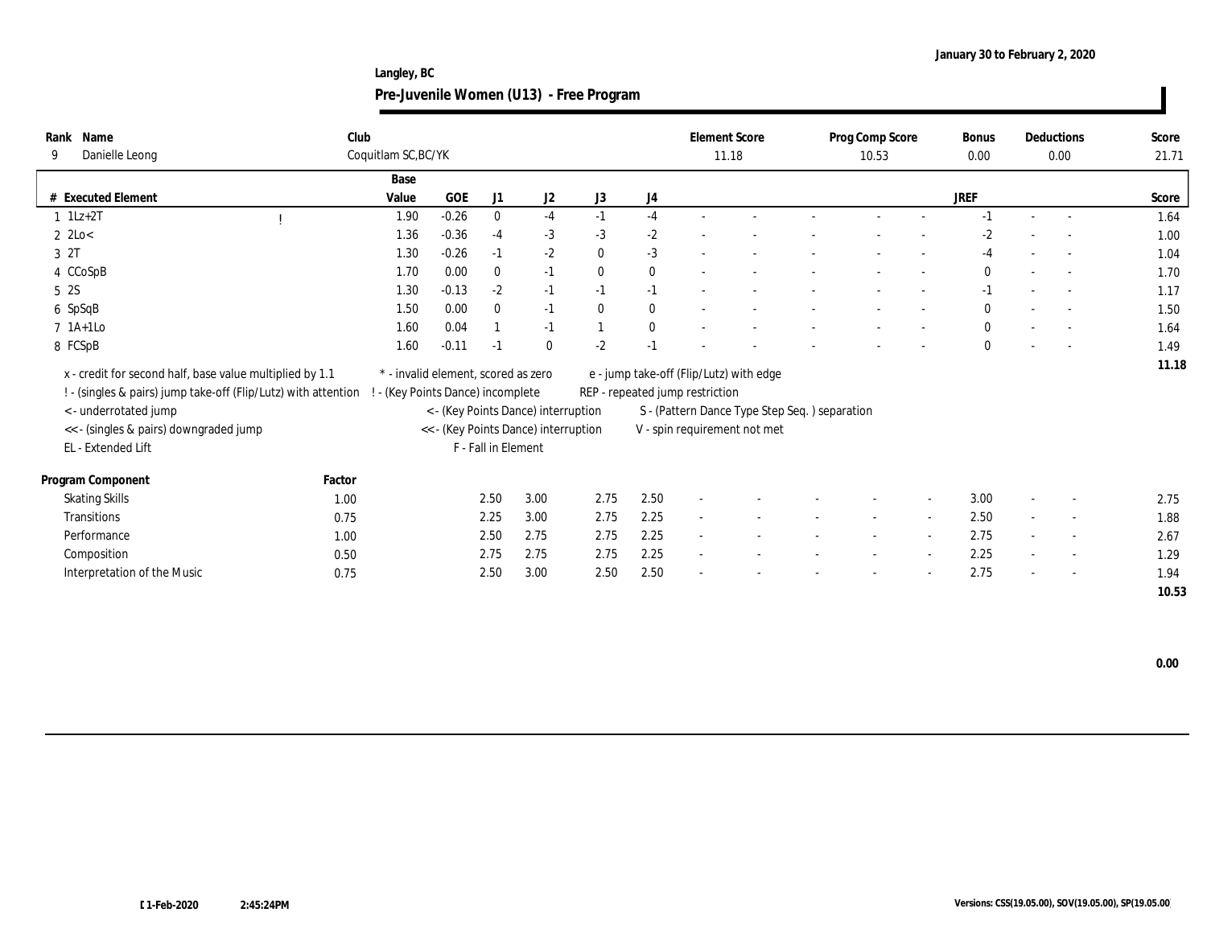January 30 to February 2, 2020

Langley, BC

## Pre-Juvenile Women (U13) - Free Program

| Rank | Name | Club | Element Score | Prog Comp Score | Bonus | Deductions | Score |
|---|---|---|---|---|---|---|---|
| 9 | Danielle Leong | Coquitlam SC,BC/YK | 11.18 | 10.53 | 0.00 | 0.00 | 21.71 |

| # | Executed Element | | Base Value | GOE | J1 | J2 | J3 | J4 | | | | | | | JREF | | | Score |
|---|---|---|---|---|---|---|---|---|---|---|---|---|---|---|---|---|---|---|
| 1 | 1Lz+2T | ! | 1.90 | -0.26 | 0 | -4 | -1 | -4 | - | - | - | - | - | - | -1 | - | - | 1.64 |
| 2 | 2Lo< | | 1.36 | -0.36 | -4 | -3 | -3 | -2 | - | - | - | - | - | - | -2 | - | - | 1.00 |
| 3 | 2T | | 1.30 | -0.26 | -1 | -2 | 0 | -3 | - | - | - | - | - | - | -4 | - | - | 1.04 |
| 4 | CCoSpB | | 1.70 | 0.00 | 0 | -1 | 0 | 0 | - | - | - | - | - | - | 0 | - | - | 1.70 |
| 5 | 2S | | 1.30 | -0.13 | -2 | -1 | -1 | -1 | - | - | - | - | - | - | -1 | - | - | 1.17 |
| 6 | SpSqB | | 1.50 | 0.00 | 0 | -1 | 0 | 0 | - | - | - | - | - | - | 0 | - | - | 1.50 |
| 7 | 1A+1Lo | | 1.60 | 0.04 | 1 | -1 | 1 | 0 | - | - | - | - | - | - | 0 | - | - | 1.64 |
| 8 | FCSpB | | 1.60 | -0.11 | -1 | 0 | -2 | -1 | - | - | - | - | - | - | 0 | - | - | 1.49 |
| | | | | | | | | | | | | | | | | | | 11.18 |

x - credit for second half, base value multiplied by 1.1
! - (singles & pairs) jump take-off (Flip/Lutz) with attention
< - underrotated jump
<< - (singles & pairs) downgraded jump
EL - Extended Lift
* - invalid element, scored as zero
! - (Key Points Dance) incomplete
< - (Key Points Dance) interruption
<< - (Key Points Dance) interruption
F - Fall in Element
e - jump take-off (Flip/Lutz) with edge
REP - repeated jump restriction
S - (Pattern Dance Type Step Seq. ) separation
V - spin requirement not met

| Program Component | Factor | J1 | J2 | J3 | J4 | | | | | | | JREF | | | Score |
|---|---|---|---|---|---|---|---|---|---|---|---|---|---|---|---|
| Skating Skills | 1.00 | 2.50 | 3.00 | 2.75 | 2.50 | - | - | - | - | - | - | 3.00 | - | - | 2.75 |
| Transitions | 0.75 | 2.25 | 3.00 | 2.75 | 2.25 | - | - | - | - | - | - | 2.50 | - | - | 1.88 |
| Performance | 1.00 | 2.50 | 2.75 | 2.75 | 2.25 | - | - | - | - | - | - | 2.75 | - | - | 2.67 |
| Composition | 0.50 | 2.75 | 2.75 | 2.75 | 2.25 | - | - | - | - | - | - | 2.25 | - | - | 1.29 |
| Interpretation of the Music | 0.75 | 2.50 | 3.00 | 2.50 | 2.50 | - | - | - | - | - | - | 2.75 | - | - | 1.94 |
| | | | | | | | | | | | | | | | 10.53 |

0.00

1-Feb-2020 2:45:24PM

Versions: CSS(19.05.00), SOV(19.05.00), SP(19.05.00)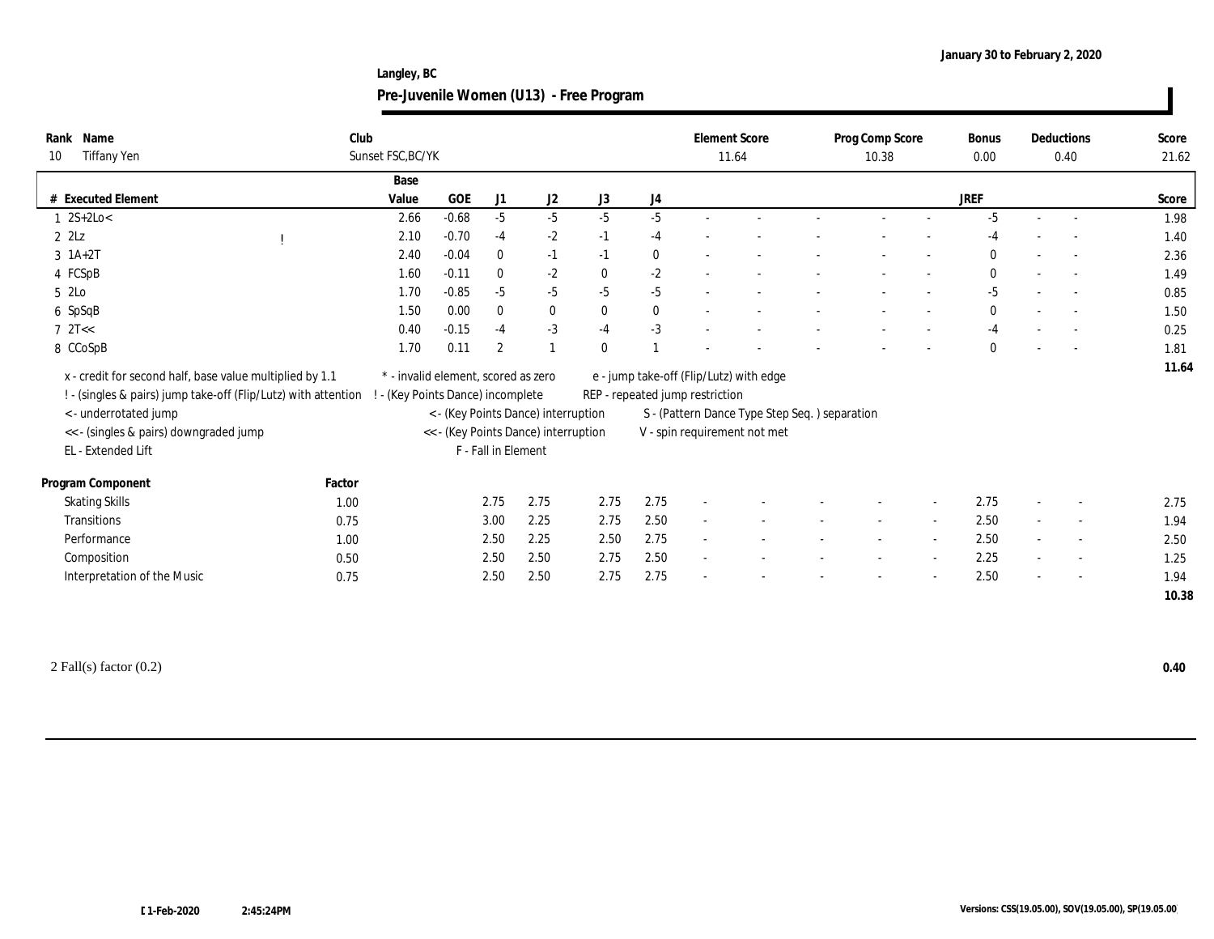January 30 to February 2, 2020

**Langley, BC**

## Pre-Juvenile Women (U13) - Free Program

| Rank | Name | Club | Element Score | Prog Comp Score | Bonus | Deductions | Score |
|---|---|---|---|---|---|---|---|
| 10 | Tiffany Yen | Sunset FSC,BC/YK | 11.64 | 10.38 | 0.00 | 0.40 | 21.62 |

| # | Executed Element | | Base Value | GOE | J1 | J2 | J3 | J4 | | | | | | JREF | | | Score |
|---|---|---|---|---|---|---|---|---|---|---|---|---|---|---|---|---|---|
| 1 | 2S+2Lo< | | 2.66 | -0.68 | -5 | -5 | -5 | -5 | - | - | - | - | - | -5 | - | - | 1.98 |
| 2 | 2Lz | ! | 2.10 | -0.70 | -4 | -2 | -1 | -4 | - | - | - | - | - | -4 | - | - | 1.40 |
| 3 | 1A+2T | | 2.40 | -0.04 | 0 | -1 | -1 | 0 | - | - | - | - | - | 0 | - | - | 2.36 |
| 4 | FCSpB | | 1.60 | -0.11 | 0 | -2 | 0 | -2 | - | - | - | - | - | 0 | - | - | 1.49 |
| 5 | 2Lo | | 1.70 | -0.85 | -5 | -5 | -5 | -5 | - | - | - | - | - | -5 | - | - | 0.85 |
| 6 | SpSqB | | 1.50 | 0.00 | 0 | 0 | 0 | 0 | - | - | - | - | - | 0 | - | - | 1.50 |
| 7 | 2T<< | | 0.40 | -0.15 | -4 | -3 | -4 | -3 | - | - | - | - | - | -4 | - | - | 0.25 |
| 8 | CCoSpB | | 1.70 | 0.11 | 2 | 1 | 0 | 1 | - | - | - | - | - | 0 | - | - | 1.81 |
| | | | | | | | | | | | | | | | | | 11.64 |

x - credit for second half, base value multiplied by 1.1
! - (singles & pairs) jump take-off (Flip/Lutz) with attention
< - underrotated jump
<< - (singles & pairs) downgraded jump
EL - Extended Lift
* - invalid element, scored as zero
! - (Key Points Dance) incomplete
< - (Key Points Dance) interruption
<< - (Key Points Dance) interruption
F - Fall in Element
e - jump take-off (Flip/Lutz) with edge
REP - repeated jump restriction
S - (Pattern Dance Type Step Seq. ) separation
V - spin requirement not met

| Program Component | Factor | J1 | J2 | J3 | J4 | | | | | | JREF | | | Score |
|---|---|---|---|---|---|---|---|---|---|---|---|---|---|---|
| Skating Skills | 1.00 | 2.75 | 2.75 | 2.75 | 2.75 | - | - | - | - | - | 2.75 | - | - | 2.75 |
| Transitions | 0.75 | 3.00 | 2.25 | 2.75 | 2.50 | - | - | - | - | - | 2.50 | - | - | 1.94 |
| Performance | 1.00 | 2.50 | 2.25 | 2.50 | 2.75 | - | - | - | - | - | 2.50 | - | - | 2.50 |
| Composition | 0.50 | 2.50 | 2.50 | 2.75 | 2.50 | - | - | - | - | - | 2.25 | - | - | 1.25 |
| Interpretation of the Music | 0.75 | 2.50 | 2.50 | 2.75 | 2.75 | - | - | - | - | - | 2.50 | - | - | 1.94 |
| | | | | | | | | | | | | | | 10.38 |

2 Fall(s) factor (0.2) **0.40**

01-Feb-2020 2:45:24PM

Versions: CSS(19.05.00), SOV(19.05.00), SP(19.05.00)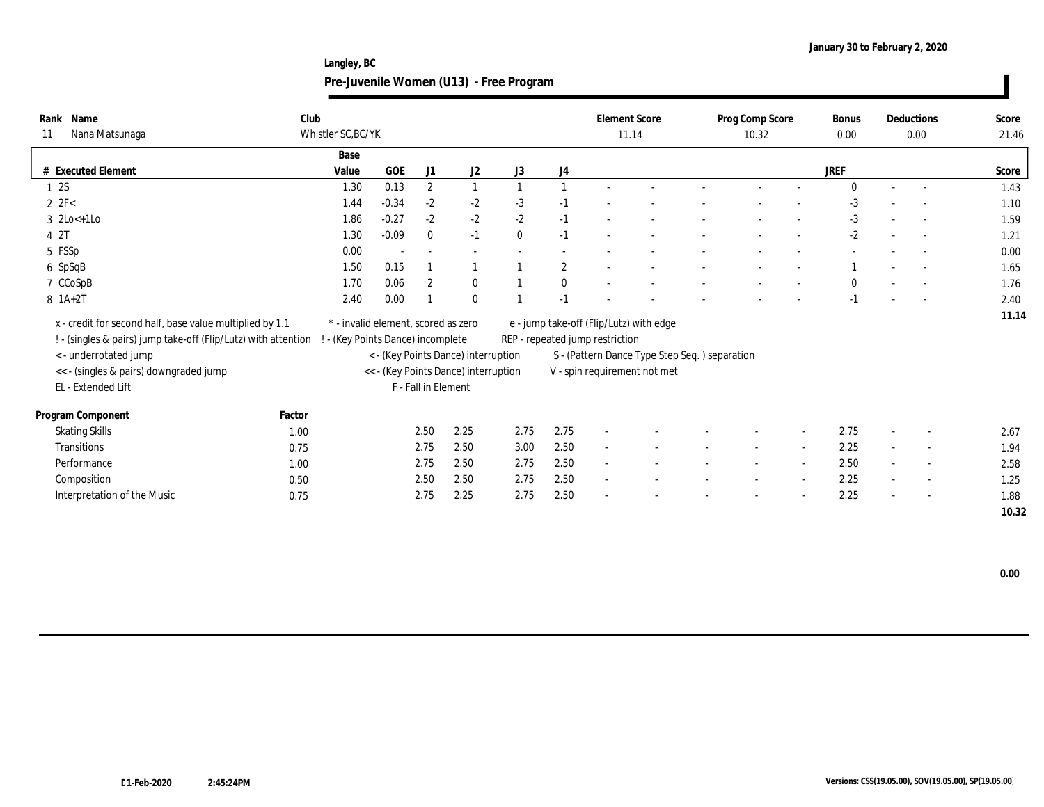January 30 to February 2, 2020

Langley, BC

## Pre-Juvenile Women (U13) - Free Program

| Rank | Name | Club | Element Score | Prog Comp Score | Bonus | Deductions | Score |
|---|---|---|---|---|---|---|---|
| 11 | Nana Matsunaga | Whistler SC,BC/YK | 11.14 | 10.32 | 0.00 | 0.00 | 21.46 |

| # | Executed Element | Base Value | GOE | J1 | J2 | J3 | J4 | | | | | | JREF | | | Score |
|---|---|---|---|---|---|---|---|---|---|---|---|---|---|---|---|---|
| 1 | 2S | 1.30 | 0.13 | 2 | 1 | 1 | 1 | - | - | - | - | - | 0 | - | - | 1.43 |
| 2 | 2F< | 1.44 | -0.34 | -2 | -2 | -3 | -1 | - | - | - | - | - | -3 | - | - | 1.10 |
| 3 | 2Lo<+1Lo | 1.86 | -0.27 | -2 | -2 | -2 | -1 | - | - | - | - | - | -3 | - | - | 1.59 |
| 4 | 2T | 1.30 | -0.09 | 0 | -1 | 0 | -1 | - | - | - | - | - | -2 | - | - | 1.21 |
| 5 | FSSp | 0.00 | - | - | - | - | - | - | - | - | - | - | - | - | - | 0.00 |
| 6 | SpSqB | 1.50 | 0.15 | 1 | 1 | 1 | 2 | - | - | - | - | - | 1 | - | - | 1.65 |
| 7 | CCoSpB | 1.70 | 0.06 | 2 | 0 | 1 | 0 | - | - | - | - | - | 0 | - | - | 1.76 |
| 8 | 1A+2T | 2.40 | 0.00 | 1 | 0 | 1 | -1 | - | - | - | - | - | -1 | - | - | 2.40 |
| | | | | | | | | | | | | | | | | 11.14 |

x - credit for second half, base value multiplied by 1.1
! - (singles & pairs) jump take-off (Flip/Lutz) with attention
< - underrotated jump
<< - (singles & pairs) downgraded jump
EL - Extended Lift
* - invalid element, scored as zero
! - (Key Points Dance) incomplete
< - (Key Points Dance) interruption
<< - (Key Points Dance) interruption
F - Fall in Element
e - jump take-off (Flip/Lutz) with edge
REP - repeated jump restriction
S - (Pattern Dance Type Step Seq. ) separation
V - spin requirement not met

| Program Component | Factor | J1 | J2 | J3 | J4 | | | | | | JREF | | | Score |
|---|---|---|---|---|---|---|---|---|---|---|---|---|---|---|
| Skating Skills | 1.00 | 2.50 | 2.25 | 2.75 | 2.75 | - | - | - | - | - | 2.75 | - | - | 2.67 |
| Transitions | 0.75 | 2.75 | 2.50 | 3.00 | 2.50 | - | - | - | - | - | 2.25 | - | - | 1.94 |
| Performance | 1.00 | 2.75 | 2.50 | 2.75 | 2.50 | - | - | - | - | - | 2.50 | - | - | 2.58 |
| Composition | 0.50 | 2.50 | 2.50 | 2.75 | 2.50 | - | - | - | - | - | 2.25 | - | - | 1.25 |
| Interpretation of the Music | 0.75 | 2.75 | 2.25 | 2.75 | 2.50 | - | - | - | - | - | 2.25 | - | - | 1.88 |
| | | | | | | | | | | | | | | 10.32 |

0.00

01-Feb-2020 2:45:24PM

Versions: CSS(19.05.00), SOV(19.05.00), SP(19.05.00)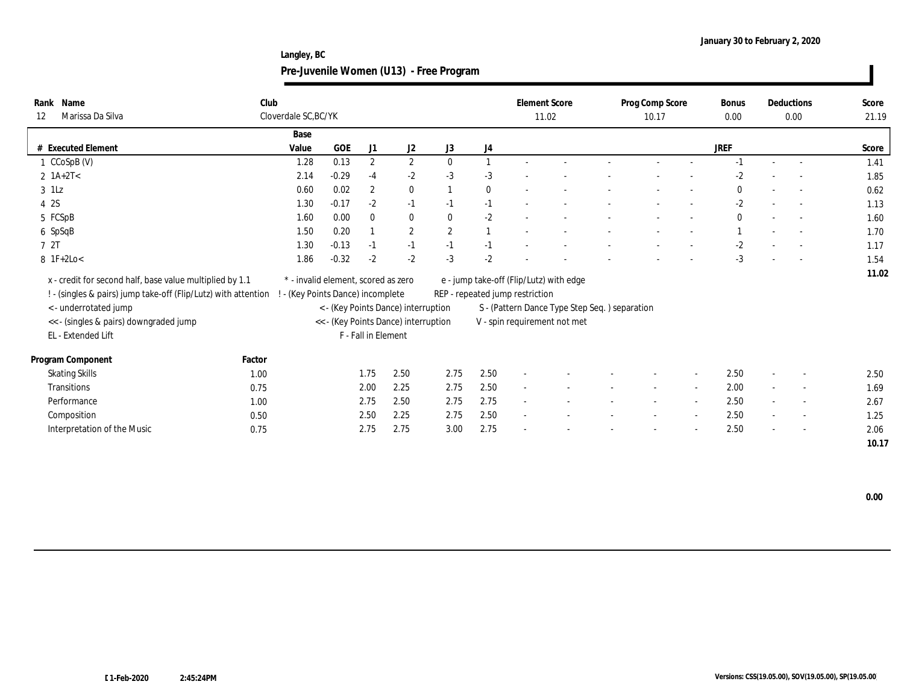January 30 to February 2, 2020

Langley, BC

## Pre-Juvenile Women (U13) - Free Program

| Rank | Name | Club | Element Score | Prog Comp Score | Bonus | Deductions | Score |
|---|---|---|---|---|---|---|---|
| 12 | Marissa Da Silva | Cloverdale SC,BC/YK | 11.02 | 10.17 | 0.00 | 0.00 | 21.19 |

| # | Executed Element | Base Value | GOE | J1 | J2 | J3 | J4 | | | | | | | JREF | | | Score |
|---|---|---|---|---|---|---|---|---|---|---|---|---|---|---|---|---|---|
| 1 | CCoSpB (V) | 1.28 | 0.13 | 2 | 2 | 0 | 1 | - | - | - | - | - | - | -1 | - | - | 1.41 |
| 2 | 1A+2T< | 2.14 | -0.29 | -4 | -2 | -3 | -3 | - | - | - | - | - | - | -2 | - | - | 1.85 |
| 3 | 1Lz | 0.60 | 0.02 | 2 | 0 | 1 | 0 | - | - | - | - | - | - | 0 | - | - | 0.62 |
| 4 | 2S | 1.30 | -0.17 | -2 | -1 | -1 | -1 | - | - | - | - | - | - | -2 | - | - | 1.13 |
| 5 | FCSpB | 1.60 | 0.00 | 0 | 0 | 0 | -2 | - | - | - | - | - | - | 0 | - | - | 1.60 |
| 6 | SpSqB | 1.50 | 0.20 | 1 | 2 | 2 | 1 | - | - | - | - | - | - | 1 | - | - | 1.70 |
| 7 | 2T | 1.30 | -0.13 | -1 | -1 | -1 | -1 | - | - | - | - | - | - | -2 | - | - | 1.17 |
| 8 | 1F+2Lo< | 1.86 | -0.32 | -2 | -2 | -3 | -2 | - | - | - | - | - | - | -3 | - | - | 1.54 |
| | | | | | | | | | | | | | | | | | 11.02 |

x - credit for second half, base value multiplied by 1.1
! - (singles & pairs) jump take-off (Flip/Lutz) with attention
< - underrotated jump
<< - (singles & pairs) downgraded jump
EL - Extended Lift
* - invalid element, scored as zero
! - (Key Points Dance) incomplete
< - (Key Points Dance) interruption
<< - (Key Points Dance) interruption
F - Fall in Element
e - jump take-off (Flip/Lutz) with edge
REP - repeated jump restriction
S - (Pattern Dance Type Step Seq. ) separation
V - spin requirement not met

| Program Component | Factor | J1 | J2 | J3 | J4 | | | | | | | JREF | | | Score |
|---|---|---|---|---|---|---|---|---|---|---|---|---|---|---|---|
| Skating Skills | 1.00 | 1.75 | 2.50 | 2.75 | 2.50 | - | - | - | - | - | - | 2.50 | - | - | 2.50 |
| Transitions | 0.75 | 2.00 | 2.25 | 2.75 | 2.50 | - | - | - | - | - | - | 2.00 | - | - | 1.69 |
| Performance | 1.00 | 2.75 | 2.50 | 2.75 | 2.75 | - | - | - | - | - | - | 2.50 | - | - | 2.67 |
| Composition | 0.50 | 2.50 | 2.25 | 2.75 | 2.50 | - | - | - | - | - | - | 2.50 | - | - | 1.25 |
| Interpretation of the Music | 0.75 | 2.75 | 2.75 | 3.00 | 2.75 | - | - | - | - | - | - | 2.50 | - | - | 2.06 |
| | | | | | | | | | | | | | | | 10.17 |

0.00

01-Feb-2020 2:45:24PM

Versions: CSS(19.05.00), SOV(19.05.00), SP(19.05.00)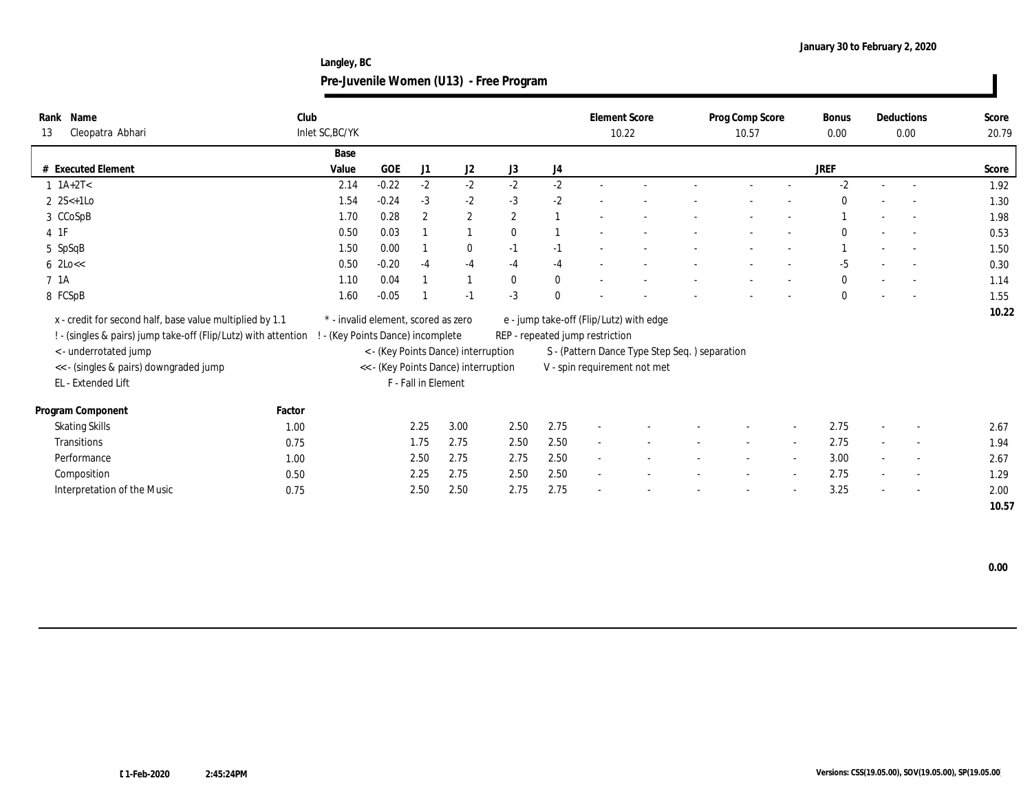January 30 to February 2, 2020

Langley, BC

**Pre-Juvenile Women (U13) - Free Program**

| Rank | Name | Club | Element Score | Prog Comp Score | Bonus | Deductions | Score |
|---|---|---|---|---|---|---|---|
| 13 | Cleopatra Abhari | Inlet SC,BC/YK | 10.22 | 10.57 | 0.00 | 0.00 | 20.79 |

| # | Executed Element | Base Value | GOE | J1 | J2 | J3 | J4 | | | | | | JREF | | | Score |
|---|---|---|---|---|---|---|---|---|---|---|---|---|---|---|---|---|
| 1 | 1A+2T< | 2.14 | -0.22 | -2 | -2 | -2 | -2 | - | - | - | - | - | -2 | - | - | 1.92 |
| 2 | 2S<+1Lo | 1.54 | -0.24 | -3 | -2 | -3 | -2 | - | - | - | - | - | 0 | - | - | 1.30 |
| 3 | CCoSpB | 1.70 | 0.28 | 2 | 2 | 2 | 1 | - | - | - | - | - | 1 | - | - | 1.98 |
| 4 | 1F | 0.50 | 0.03 | 1 | 1 | 0 | 1 | - | - | - | - | - | 0 | - | - | 0.53 |
| 5 | SpSqB | 1.50 | 0.00 | 1 | 0 | -1 | -1 | - | - | - | - | - | 1 | - | - | 1.50 |
| 6 | 2Lo<< | 0.50 | -0.20 | -4 | -4 | -4 | -4 | - | - | - | - | - | -5 | - | - | 0.30 |
| 7 | 1A | 1.10 | 0.04 | 1 | 1 | 0 | 0 | - | - | - | - | - | 0 | - | - | 1.14 |
| 8 | FCSpB | 1.60 | -0.05 | 1 | -1 | -3 | 0 | - | - | - | - | - | 0 | - | - | 1.55 |
| | | | | | | | | | | | | | | | | 10.22 |

x - credit for second half, base value multiplied by 1.1
! - (singles & pairs) jump take-off (Flip/Lutz) with attention
< - underrotated jump
<< - (singles & pairs) downgraded jump
EL - Extended Lift
* - invalid element, scored as zero
! - (Key Points Dance) incomplete
< - (Key Points Dance) interruption
<< - (Key Points Dance) interruption
F - Fall in Element
e - jump take-off (Flip/Lutz) with edge
REP - repeated jump restriction
S - (Pattern Dance Type Step Seq. ) separation
V - spin requirement not met

| Program Component | Factor | J1 | J2 | J3 | J4 | | | | | | JREF | | | Score |
|---|---|---|---|---|---|---|---|---|---|---|---|---|---|---|
| Skating Skills | 1.00 | 2.25 | 3.00 | 2.50 | 2.75 | - | - | - | - | - | 2.75 | - | - | 2.67 |
| Transitions | 0.75 | 1.75 | 2.75 | 2.50 | 2.50 | - | - | - | - | - | 2.75 | - | - | 1.94 |
| Performance | 1.00 | 2.50 | 2.75 | 2.75 | 2.50 | - | - | - | - | - | 3.00 | - | - | 2.67 |
| Composition | 0.50 | 2.25 | 2.75 | 2.50 | 2.50 | - | - | - | - | - | 2.75 | - | - | 1.29 |
| Interpretation of the Music | 0.75 | 2.50 | 2.50 | 2.75 | 2.75 | - | - | - | - | - | 3.25 | - | - | 2.00 |
| | | | | | | | | | | | | | | 10.57 |

0.00

01-Feb-2020 2:45:24PM

Versions: CSS(19.05.00), SOV(19.05.00), SP(19.05.00)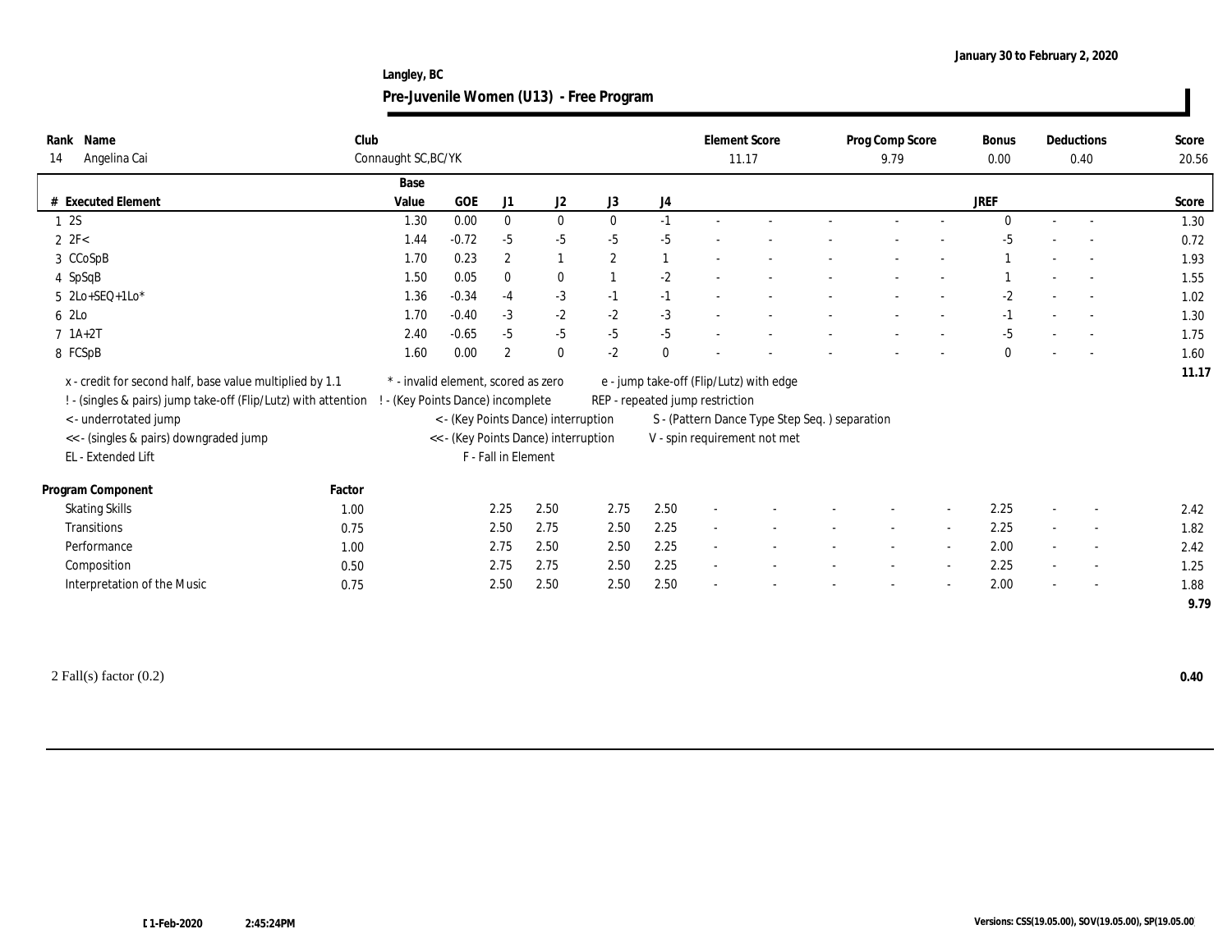January 30 to February 2, 2020

Langley, BC

## Pre-Juvenile Women (U13) - Free Program

| Rank | Name | Club | Element Score | Prog Comp Score | Bonus | Deductions | Score |
|---|---|---|---|---|---|---|---|
| 14 | Angelina Cai | Connaught SC,BC/YK | 11.17 | 9.79 | 0.00 | 0.40 | 20.56 |

| # | Executed Element | Base Value | GOE | J1 | J2 | J3 | J4 | | | | | | JREF | | | Score |
|---|---|---|---|---|---|---|---|---|---|---|---|---|---|---|---|---|
| 1 | 2S | 1.30 | 0.00 | 0 | 0 | 0 | -1 | - | - | - | - | - | 0 | - | - | 1.30 |
| 2 | 2F< | 1.44 | -0.72 | -5 | -5 | -5 | -5 | - | - | - | - | - | -5 | - | - | 0.72 |
| 3 | CCoSpB | 1.70 | 0.23 | 2 | 1 | 2 | 1 | - | - | - | - | - | 1 | - | - | 1.93 |
| 4 | SpSqB | 1.50 | 0.05 | 0 | 0 | 1 | -2 | - | - | - | - | - | 1 | - | - | 1.55 |
| 5 | 2Lo+SEQ+1Lo* | 1.36 | -0.34 | -4 | -3 | -1 | -1 | - | - | - | - | - | -2 | - | - | 1.02 |
| 6 | 2Lo | 1.70 | -0.40 | -3 | -2 | -2 | -3 | - | - | - | - | - | -1 | - | - | 1.30 |
| 7 | 1A+2T | 2.40 | -0.65 | -5 | -5 | -5 | -5 | - | - | - | - | - | -5 | - | - | 1.75 |
| 8 | FCSpB | 1.60 | 0.00 | 2 | 0 | -2 | 0 | - | - | - | - | - | 0 | - | - | 1.60 |
| | | | | | | | | | | | | | | | | 11.17 |

x - credit for second half, base value multiplied by 1.1
! - (singles & pairs) jump take-off (Flip/Lutz) with attention
< - underrotated jump
<< - (singles & pairs) downgraded jump
EL - Extended Lift
\* - invalid element, scored as zero
! - (Key Points Dance) incomplete
< - (Key Points Dance) interruption
<< - (Key Points Dance) interruption
F - Fall in Element
e - jump take-off (Flip/Lutz) with edge
REP - repeated jump restriction
S - (Pattern Dance Type Step Seq. ) separation
V - spin requirement not met

| Program Component | Factor | J1 | J2 | J3 | J4 | | | | | | JREF | | | Score |
|---|---|---|---|---|---|---|---|---|---|---|---|---|---|---|
| Skating Skills | 1.00 | 2.25 | 2.50 | 2.75 | 2.50 | - | - | - | - | - | 2.25 | - | - | 2.42 |
| Transitions | 0.75 | 2.50 | 2.75 | 2.50 | 2.25 | - | - | - | - | - | 2.25 | - | - | 1.82 |
| Performance | 1.00 | 2.75 | 2.50 | 2.50 | 2.25 | - | - | - | - | - | 2.00 | - | - | 2.42 |
| Composition | 0.50 | 2.75 | 2.75 | 2.50 | 2.25 | - | - | - | - | - | 2.25 | - | - | 1.25 |
| Interpretation of the Music | 0.75 | 2.50 | 2.50 | 2.50 | 2.50 | - | - | - | - | - | 2.00 | - | - | 1.88 |
| | | | | | | | | | | | | | | 9.79 |

2 Fall(s) factor (0.2) **0.40**

1-Feb-2020 2:45:24PM

Versions: CSS(19.05.00), SOV(19.05.00), SP(19.05.00)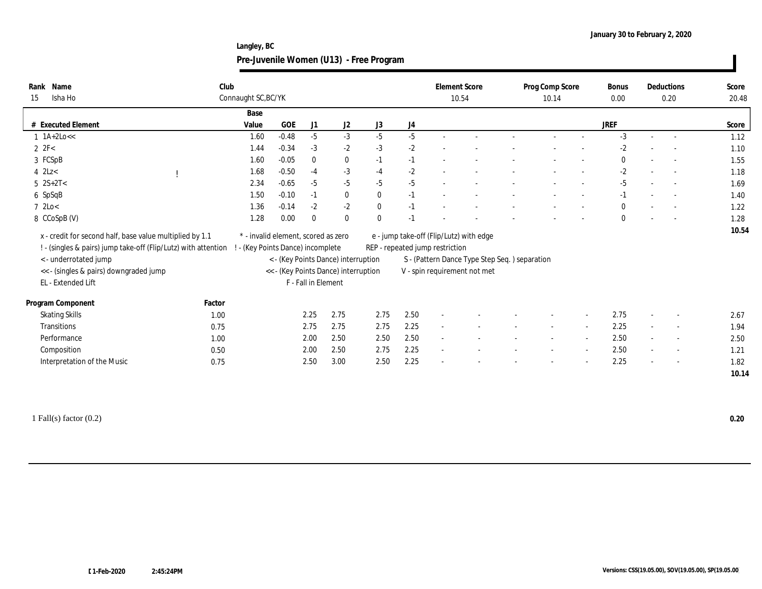January 30 to February 2, 2020

Langley, BC

## Pre-Juvenile Women (U13) - Free Program

| Rank | Name | Club | Element Score | Prog Comp Score | Bonus | Deductions | Score |
|---|---|---|---|---|---|---|---|
| 15 | Isha Ho | Connaught SC,BC/YK | 10.54 | 10.14 | 0.00 | 0.20 | 20.48 |

| # | Executed Element | | Base Value | GOE | J1 | J2 | J3 | J4 | | | | | | | | JREF | | | Score |
|---|---|---|---|---|---|---|---|---|---|---|---|---|---|---|---|---|---|---|---|
| 1 | 1A+2Lo<< | | 1.60 | -0.48 | -5 | -3 | -5 | -5 | - | - | - | - | - | - | - | -3 | - | - | 1.12 |
| 2 | 2F< | | 1.44 | -0.34 | -3 | -2 | -3 | -2 | - | - | - | - | - | - | - | -2 | - | - | 1.10 |
| 3 | FCSpB | | 1.60 | -0.05 | 0 | 0 | -1 | -1 | - | - | - | - | - | - | - | 0 | - | - | 1.55 |
| 4 | 2Lz< | ! | 1.68 | -0.50 | -4 | -3 | -4 | -2 | - | - | - | - | - | - | - | -2 | - | - | 1.18 |
| 5 | 2S+2T< | | 2.34 | -0.65 | -5 | -5 | -5 | -5 | - | - | - | - | - | - | - | -5 | - | - | 1.69 |
| 6 | SpSqB | | 1.50 | -0.10 | -1 | 0 | 0 | -1 | - | - | - | - | - | - | - | -1 | - | - | 1.40 |
| 7 | 2Lo< | | 1.36 | -0.14 | -2 | -2 | 0 | -1 | - | - | - | - | - | - | - | 0 | - | - | 1.22 |
| 8 | CCoSpB (V) | | 1.28 | 0.00 | 0 | 0 | 0 | -1 | - | - | - | - | - | - | - | 0 | - | - | 1.28 |
| | | | | | | | | | | | | | | | | | | | 10.54 |

x - credit for second half, base value multiplied by 1.1
! - (singles & pairs) jump take-off (Flip/Lutz) with attention
< - underrotated jump
<< - (singles & pairs) downgraded jump
EL - Extended Lift
* - invalid element, scored as zero
! - (Key Points Dance) incomplete
< - (Key Points Dance) interruption
<< - (Key Points Dance) interruption
F - Fall in Element
e - jump take-off (Flip/Lutz) with edge
REP - repeated jump restriction
S - (Pattern Dance Type Step Seq. ) separation
V - spin requirement not met

| Program Component | Factor | J1 | J2 | J3 | J4 | | | | | | | | JREF | | | Score |
|---|---|---|---|---|---|---|---|---|---|---|---|---|---|---|---|---|
| Skating Skills | 1.00 | 2.25 | 2.75 | 2.75 | 2.50 | - | - | - | - | - | - | - | 2.75 | - | - | 2.67 |
| Transitions | 0.75 | 2.75 | 2.75 | 2.75 | 2.25 | - | - | - | - | - | - | - | 2.25 | - | - | 1.94 |
| Performance | 1.00 | 2.00 | 2.50 | 2.50 | 2.50 | - | - | - | - | - | - | - | 2.50 | - | - | 2.50 |
| Composition | 0.50 | 2.00 | 2.50 | 2.75 | 2.25 | - | - | - | - | - | - | - | 2.50 | - | - | 1.21 |
| Interpretation of the Music | 0.75 | 2.50 | 3.00 | 2.50 | 2.25 | - | - | - | - | - | - | - | 2.25 | - | - | 1.82 |
| | | | | | | | | | | | | | | | | 10.14 |

1 Fall(s) factor (0.2) — **0.20**

01-Feb-2020 2:45:24PM

Versions: CSS(19.05.00), SOV(19.05.00), SP(19.05.00)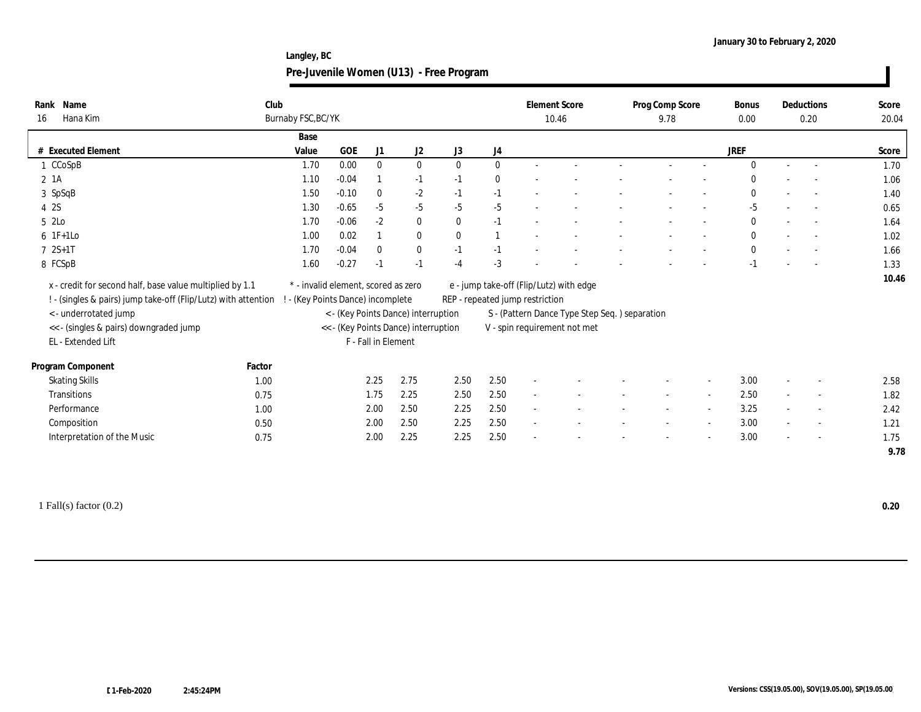January 30 to February 2, 2020

Langley, BC

## Pre-Juvenile Women (U13) - Free Program

| Rank | Name | Club | Element Score | Prog Comp Score | Bonus | Deductions | Score |
|---|---|---|---|---|---|---|---|
| 16 | Hana Kim | Burnaby FSC,BC/YK | 10.46 | 9.78 | 0.00 | 0.20 | 20.04 |

| # | Executed Element | Base Value | GOE | J1 | J2 | J3 | J4 | | | | | | | JREF | | | Score |
|---|---|---|---|---|---|---|---|---|---|---|---|---|---|---|---|---|---|
| 1 | CCoSpB | 1.70 | 0.00 | 0 | 0 | 0 | 0 | - | - | - | - | - | 0 | - | - | | 1.70 |
| 2 | 1A | 1.10 | -0.04 | 1 | -1 | -1 | 0 | - | - | - | - | - | 0 | - | - | | 1.06 |
| 3 | SpSqB | 1.50 | -0.10 | 0 | -2 | -1 | -1 | - | - | - | - | - | 0 | - | - | | 1.40 |
| 4 | 2S | 1.30 | -0.65 | -5 | -5 | -5 | -5 | - | - | - | - | - | -5 | - | - | | 0.65 |
| 5 | 2Lo | 1.70 | -0.06 | -2 | 0 | 0 | -1 | - | - | - | - | - | 0 | - | - | | 1.64 |
| 6 | 1F+1Lo | 1.00 | 0.02 | 1 | 0 | 0 | 1 | - | - | - | - | - | 0 | - | - | | 1.02 |
| 7 | 2S+1T | 1.70 | -0.04 | 0 | 0 | -1 | -1 | - | - | - | - | - | 0 | - | - | | 1.66 |
| 8 | FCSpB | 1.60 | -0.27 | -1 | -1 | -4 | -3 | - | - | - | - | - | -1 | - | - | | 1.33 |
| | | | | | | | | | | | | | | | | | 10.46 |

x - credit for second half, base value multiplied by 1.1
! - (singles & pairs) jump take-off (Flip/Lutz) with attention
< - underrotated jump
<< - (singles & pairs) downgraded jump
EL - Extended Lift
\* - invalid element, scored as zero
! - (Key Points Dance) incomplete
< - (Key Points Dance) interruption
<< - (Key Points Dance) interruption
F - Fall in Element
e - jump take-off (Flip/Lutz) with edge
REP - repeated jump restriction
S - (Pattern Dance Type Step Seq. ) separation
V - spin requirement not met

| Program Component | Factor | J1 | J2 | J3 | J4 | | | | | | JREF | | | Score |
|---|---|---|---|---|---|---|---|---|---|---|---|---|---|---|
| Skating Skills | 1.00 | 2.25 | 2.75 | 2.50 | 2.50 | - | - | - | - | - | 3.00 | - | - | 2.58 |
| Transitions | 0.75 | 1.75 | 2.25 | 2.50 | 2.50 | - | - | - | - | - | 2.50 | - | - | 1.82 |
| Performance | 1.00 | 2.00 | 2.50 | 2.25 | 2.50 | - | - | - | - | - | 3.25 | - | - | 2.42 |
| Composition | 0.50 | 2.00 | 2.50 | 2.25 | 2.50 | - | - | - | - | - | 3.00 | - | - | 1.21 |
| Interpretation of the Music | 0.75 | 2.00 | 2.25 | 2.25 | 2.50 | - | - | - | - | - | 3.00 | - | - | 1.75 |
| | | | | | | | | | | | | | | 9.78 |

1 Fall(s) factor (0.2) — 0.20

01-Feb-2020 2:45:24PM

Versions: CSS(19.05.00), SOV(19.05.00), SP(19.05.00)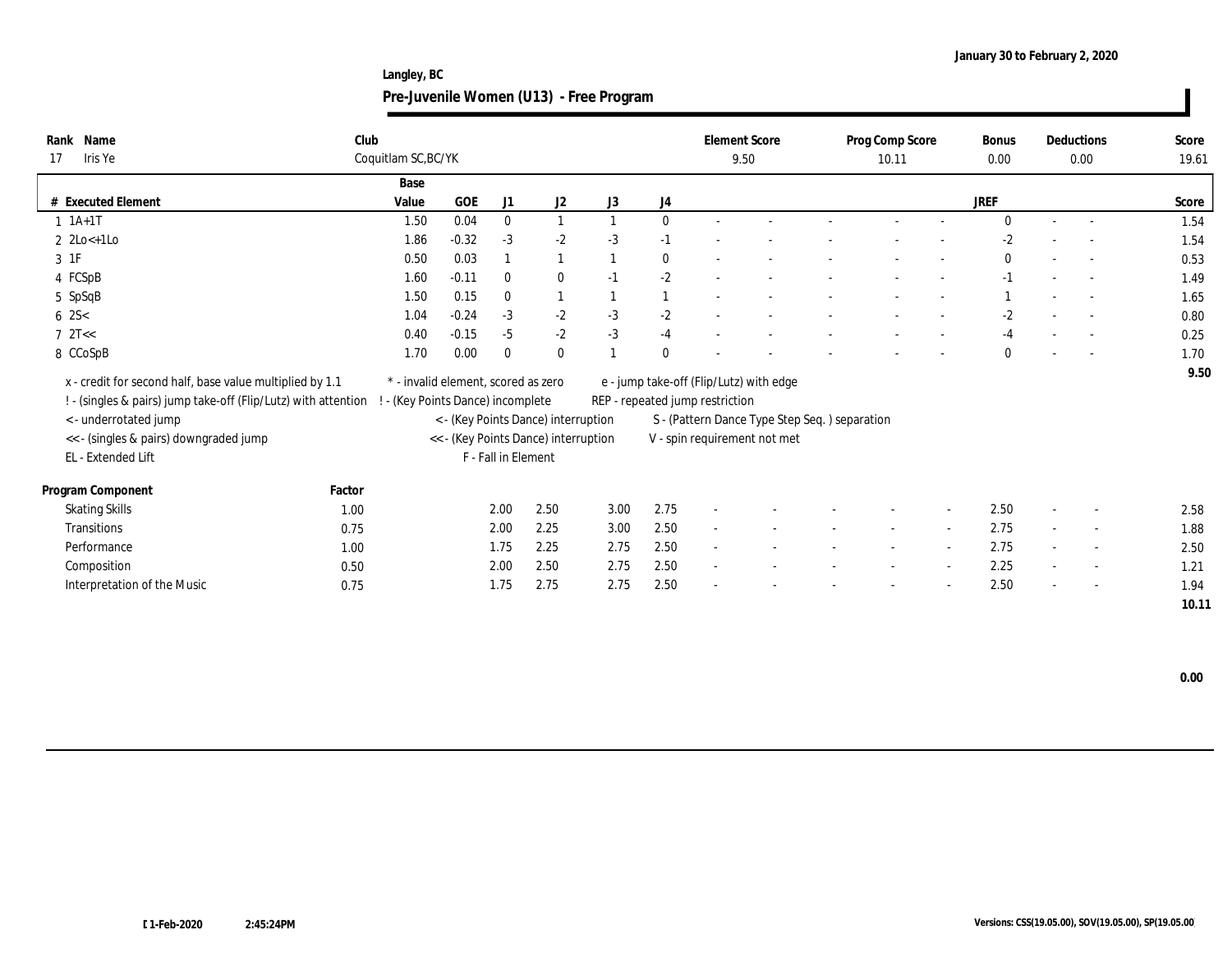January 30 to February 2, 2020

Langley, BC

# Pre-Juvenile Women (U13) - Free Program

| Rank | Name | Club | Element Score | Prog Comp Score | Bonus | Deductions | Score |
|---|---|---|---|---|---|---|---|
| 17 | Iris Ye | Coquitlam SC,BC/YK | 9.50 | 10.11 | 0.00 | 0.00 | 19.61 |

| # | Executed Element | Base Value | GOE | J1 | J2 | J3 | J4 | | | | | | JREF | | | Score |
|---|---|---|---|---|---|---|---|---|---|---|---|---|---|---|---|---|
| 1 | 1A+1T | 1.50 | 0.04 | 0 | 1 | 1 | 0 | - | - | - | - | - | 0 | - | - | 1.54 |
| 2 | 2Lo<+1Lo | 1.86 | -0.32 | -3 | -2 | -3 | -1 | - | - | - | - | - | -2 | - | - | 1.54 |
| 3 | 1F | 0.50 | 0.03 | 1 | 1 | 1 | 0 | - | - | - | - | - | 0 | - | - | 0.53 |
| 4 | FCSpB | 1.60 | -0.11 | 0 | 0 | -1 | -2 | - | - | - | - | - | -1 | - | - | 1.49 |
| 5 | SpSqB | 1.50 | 0.15 | 0 | 1 | 1 | 1 | - | - | - | - | - | 1 | - | - | 1.65 |
| 6 | 2S< | 1.04 | -0.24 | -3 | -2 | -3 | -2 | - | - | - | - | - | -2 | - | - | 0.80 |
| 7 | 2T<< | 0.40 | -0.15 | -5 | -2 | -3 | -4 | - | - | - | - | - | -4 | - | - | 0.25 |
| 8 | CCoSpB | 1.70 | 0.00 | 0 | 0 | 1 | 0 | - | - | - | - | - | 0 | - | - | 1.70 |
| | | | | | | | | | | | | | | | | 9.50 |

x - credit for second half, base value multiplied by 1.1
! - (singles & pairs) jump take-off (Flip/Lutz) with attention
< - underrotated jump
<< - (singles & pairs) downgraded jump
EL - Extended Lift
* - invalid element, scored as zero
! - (Key Points Dance) incomplete
< - (Key Points Dance) interruption
<< - (Key Points Dance) interruption
F - Fall in Element
e - jump take-off (Flip/Lutz) with edge
REP - repeated jump restriction
S - (Pattern Dance Type Step Seq. ) separation
V - spin requirement not met

| Program Component | Factor | J1 | J2 | J3 | J4 | | | | | | JREF | | | Score |
|---|---|---|---|---|---|---|---|---|---|---|---|---|---|---|
| Skating Skills | 1.00 | 2.00 | 2.50 | 3.00 | 2.75 | - | - | - | - | - | 2.50 | - | - | 2.58 |
| Transitions | 0.75 | 2.00 | 2.25 | 3.00 | 2.50 | - | - | - | - | - | 2.75 | - | - | 1.88 |
| Performance | 1.00 | 1.75 | 2.25 | 2.75 | 2.50 | - | - | - | - | - | 2.75 | - | - | 2.50 |
| Composition | 0.50 | 2.00 | 2.50 | 2.75 | 2.50 | - | - | - | - | - | 2.25 | - | - | 1.21 |
| Interpretation of the Music | 0.75 | 1.75 | 2.75 | 2.75 | 2.50 | - | - | - | - | - | 2.50 | - | - | 1.94 |
| | | | | | | | | | | | | | | 10.11 |

0.00

01-Feb-2020 2:45:24PM

Versions: CSS(19.05.00), SOV(19.05.00), SP(19.05.00)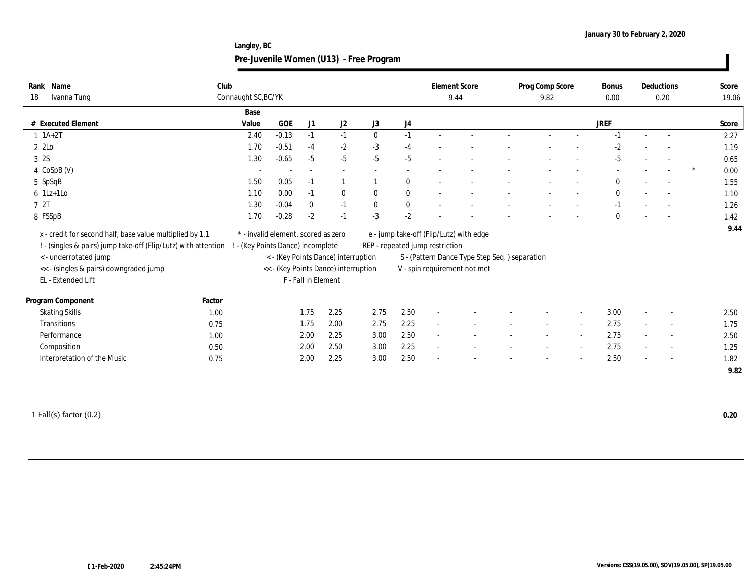January 30 to February 2, 2020

Langley, BC

## Pre-Juvenile Women (U13) - Free Program

| Rank | Name | Club | Element Score | Prog Comp Score | Bonus | Deductions | Score |
|---|---|---|---|---|---|---|---|
| 18 | Ivanna Tung | Connaught SC,BC/YK | 9.44 | 9.82 | 0.00 | 0.20 | 19.06 |

| # | Executed Element | Base Value | GOE | J1 | J2 | J3 | J4 | | | | | | JREF | | | | Score |
|---|---|---|---|---|---|---|---|---|---|---|---|---|---|---|---|---|---|
| 1 | 1A+2T | 2.40 | -0.13 | -1 | -1 | 0 | -1 | - | - | - | - | - | -1 | - | - | | 2.27 |
| 2 | 2Lo | 1.70 | -0.51 | -4 | -2 | -3 | -4 | - | - | - | - | - | -2 | - | - | | 1.19 |
| 3 | 2S | 1.30 | -0.65 | -5 | -5 | -5 | -5 | - | - | - | - | - | -5 | - | - | | 0.65 |
| 4 | CoSpB (V) | - | - | - | - | - | - | - | - | - | - | - | - | - | - | * | 0.00 |
| 5 | SpSqB | 1.50 | 0.05 | -1 | 1 | 1 | 0 | - | - | - | - | - | 0 | - | - | | 1.55 |
| 6 | 1Lz+1Lo | 1.10 | 0.00 | -1 | 0 | 0 | 0 | - | - | - | - | - | 0 | - | - | | 1.10 |
| 7 | 2T | 1.30 | -0.04 | 0 | -1 | 0 | 0 | - | - | - | - | - | -1 | - | - | | 1.26 |
| 8 | FSSpB | 1.70 | -0.28 | -2 | -1 | -3 | -2 | - | - | - | - | - | 0 | - | - | | 1.42 |
| | | | | | | | | | | | | | | | | | 9.44 |

x - credit for second half, base value multiplied by 1.1
! - (singles & pairs) jump take-off (Flip/Lutz) with attention
< - underrotated jump
<< - (singles & pairs) downgraded jump
EL - Extended Lift
* - invalid element, scored as zero
! - (Key Points Dance) incomplete
< - (Key Points Dance) interruption
<< - (Key Points Dance) interruption
F - Fall in Element
e - jump take-off (Flip/Lutz) with edge
REP - repeated jump restriction
S - (Pattern Dance Type Step Seq. ) separation
V - spin requirement not met

| Program Component | Factor | J1 | J2 | J3 | J4 | | | | | | JREF | | | Score |
|---|---|---|---|---|---|---|---|---|---|---|---|---|---|---|
| Skating Skills | 1.00 | 1.75 | 2.25 | 2.75 | 2.50 | - | - | - | - | - | 3.00 | - | - | 2.50 |
| Transitions | 0.75 | 1.75 | 2.00 | 2.75 | 2.25 | - | - | - | - | - | 2.75 | - | - | 1.75 |
| Performance | 1.00 | 2.00 | 2.25 | 3.00 | 2.50 | - | - | - | - | - | 2.75 | - | - | 2.50 |
| Composition | 0.50 | 2.00 | 2.50 | 3.00 | 2.25 | - | - | - | - | - | 2.75 | - | - | 1.25 |
| Interpretation of the Music | 0.75 | 2.00 | 2.25 | 3.00 | 2.50 | - | - | - | - | - | 2.50 | - | - | 1.82 |
| | | | | | | | | | | | | | | 9.82 |

1 Fall(s) factor (0.2) **0.20**

01-Feb-2020 2:45:24PM

Versions: CSS(19.05.00), SOV(19.05.00), SP(19.05.00)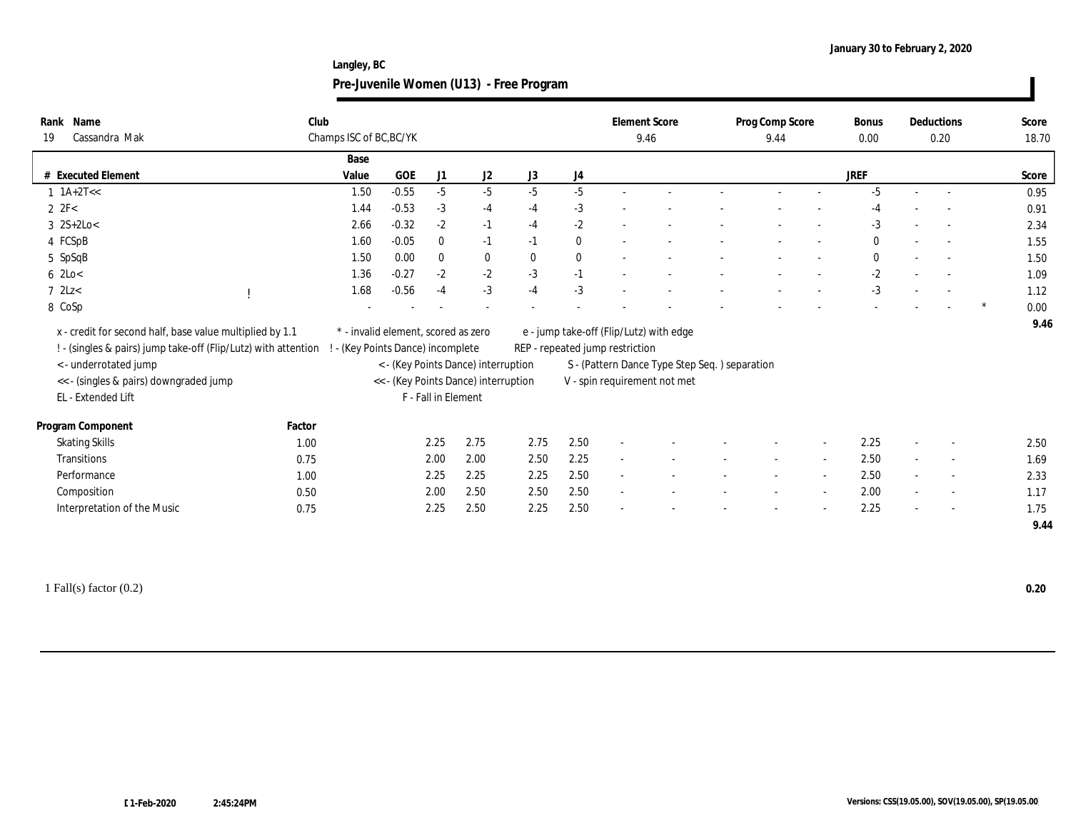January 30 to February 2, 2020

Langley, BC

**Pre-Juvenile Women (U13) - Free Program**

| Rank | Name | Club | Element Score | Prog Comp Score | Bonus | Deductions | Score |
|---|---|---|---|---|---|---|---|
| 19 | Cassandra Mak | Champs ISC of BC,BC/YK | 9.46 | 9.44 | 0.00 | 0.20 | 18.70 |

| # | Executed Element | | Base Value | GOE | J1 | J2 | J3 | J4 | JREF | | Score |
|---|---|---|---|---|---|---|---|---|---|---|---|
| 1 | 1A+2T<< | | 1.50 | -0.55 | -5 | -5 | -5 | -5 | -5 | | 0.95 |
| 2 | 2F< | | 1.44 | -0.53 | -3 | -4 | -4 | -3 | -4 | | 0.91 |
| 3 | 2S+2Lo< | | 2.66 | -0.32 | -2 | -1 | -4 | -2 | -3 | | 2.34 |
| 4 | FCSpB | | 1.60 | -0.05 | 0 | -1 | -1 | 0 | 0 | | 1.55 |
| 5 | SpSqB | | 1.50 | 0.00 | 0 | 0 | 0 | 0 | 0 | | 1.50 |
| 6 | 2Lo< | | 1.36 | -0.27 | -2 | -2 | -3 | -1 | -2 | | 1.09 |
| 7 | 2Lz< | ! | 1.68 | -0.56 | -4 | -3 | -4 | -3 | -3 | | 1.12 |
| 8 | CoSp | | - | - | - | - | - | - | - | * | 0.00 |
| | | | | | | | | | | | 9.46 |

x - credit for second half, base value multiplied by 1.1
! - (singles & pairs) jump take-off (Flip/Lutz) with attention
< - underrotated jump
<< - (singles & pairs) downgraded jump
EL - Extended Lift
\* - invalid element, scored as zero
! - (Key Points Dance) incomplete
< - (Key Points Dance) interruption
<< - (Key Points Dance) interruption
F - Fall in Element
e - jump take-off (Flip/Lutz) with edge
REP - repeated jump restriction
S - (Pattern Dance Type Step Seq. ) separation
V - spin requirement not met

| Program Component | Factor | J1 | J2 | J3 | J4 | JREF | Score |
|---|---|---|---|---|---|---|---|
| Skating Skills | 1.00 | 2.25 | 2.75 | 2.75 | 2.50 | 2.25 | 2.50 |
| Transitions | 0.75 | 2.00 | 2.00 | 2.50 | 2.25 | 2.50 | 1.69 |
| Performance | 1.00 | 2.25 | 2.25 | 2.25 | 2.50 | 2.50 | 2.33 |
| Composition | 0.50 | 2.00 | 2.50 | 2.50 | 2.50 | 2.00 | 1.17 |
| Interpretation of the Music | 0.75 | 2.25 | 2.50 | 2.25 | 2.50 | 2.25 | 1.75 |
| | | | | | | | 9.44 |

1 Fall(s) factor (0.2) **0.20**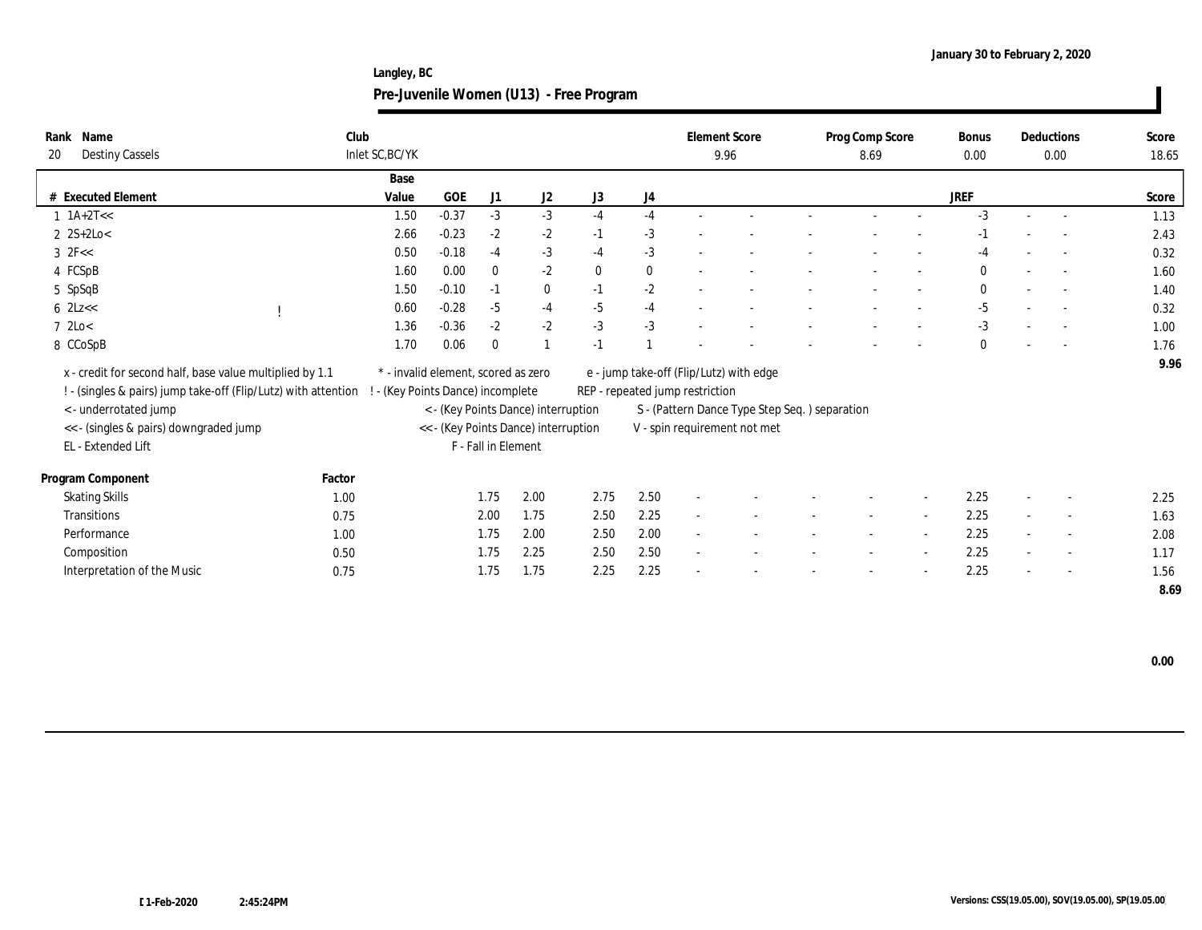Langley, BC

January 30 to February 2, 2020

## Pre-Juvenile Women (U13) - Free Program

| Rank | Name | Club | Element Score | Prog Comp Score | Bonus | Deductions | Score |
|---|---|---|---|---|---|---|---|
| 20 | Destiny Cassels | Inlet SC,BC/YK | 9.96 | 8.69 | 0.00 | 0.00 | 18.65 |

| # | Executed Element | | Base Value | GOE | J1 | J2 | J3 | J4 | | | | | | | JREF | | | Score |
|---|---|---|---|---|---|---|---|---|---|---|---|---|---|---|---|---|---|---|
| 1 | 1A+2T<< | | 1.50 | -0.37 | -3 | -3 | -4 | -4 | - | - | - | - | - | - | -3 | - | - | 1.13 |
| 2 | 2S+2Lo< | | 2.66 | -0.23 | -2 | -2 | -1 | -3 | - | - | - | - | - | - | -1 | - | - | 2.43 |
| 3 | 2F<< | | 0.50 | -0.18 | -4 | -3 | -4 | -3 | - | - | - | - | - | - | -4 | - | - | 0.32 |
| 4 | FCSpB | | 1.60 | 0.00 | 0 | -2 | 0 | 0 | - | - | - | - | - | - | 0 | - | - | 1.60 |
| 5 | SpSqB | | 1.50 | -0.10 | -1 | 0 | -1 | -2 | - | - | - | - | - | - | 0 | - | - | 1.40 |
| 6 | 2Lz<< | ! | 0.60 | -0.28 | -5 | -4 | -5 | -4 | - | - | - | - | - | - | -5 | - | - | 0.32 |
| 7 | 2Lo< | | 1.36 | -0.36 | -2 | -2 | -3 | -3 | - | - | - | - | - | - | -3 | - | - | 1.00 |
| 8 | CCoSpB | | 1.70 | 0.06 | 0 | 1 | -1 | 1 | - | - | - | - | - | - | 0 | - | - | 1.76 |
| | | | | | | | | | | | | | | | | | | 9.96 |

x - credit for second half, base value multiplied by 1.1
! - (singles & pairs) jump take-off (Flip/Lutz) with attention
< - underrotated jump
<< - (singles & pairs) downgraded jump
EL - Extended Lift
* - invalid element, scored as zero
! - (Key Points Dance) incomplete
< - (Key Points Dance) interruption
<< - (Key Points Dance) interruption
F - Fall in Element
e - jump take-off (Flip/Lutz) with edge
REP - repeated jump restriction
S - (Pattern Dance Type Step Seq. ) separation
V - spin requirement not met

| Program Component | Factor | J1 | J2 | J3 | J4 | | | | | | | JREF | | | Score |
|---|---|---|---|---|---|---|---|---|---|---|---|---|---|---|---|
| Skating Skills | 1.00 | 1.75 | 2.00 | 2.75 | 2.50 | - | - | - | - | - | - | 2.25 | - | - | 2.25 |
| Transitions | 0.75 | 2.00 | 1.75 | 2.50 | 2.25 | - | - | - | - | - | - | 2.25 | - | - | 1.63 |
| Performance | 1.00 | 1.75 | 2.00 | 2.50 | 2.00 | - | - | - | - | - | - | 2.25 | - | - | 2.08 |
| Composition | 0.50 | 1.75 | 2.25 | 2.50 | 2.50 | - | - | - | - | - | - | 2.25 | - | - | 1.17 |
| Interpretation of the Music | 0.75 | 1.75 | 1.75 | 2.25 | 2.25 | - | - | - | - | - | - | 2.25 | - | - | 1.56 |
| | | | | | | | | | | | | | | | 8.69 |

0.00

01-Feb-2020 2:45:24PM

Versions: CSS(19.05.00), SOV(19.05.00), SP(19.05.00)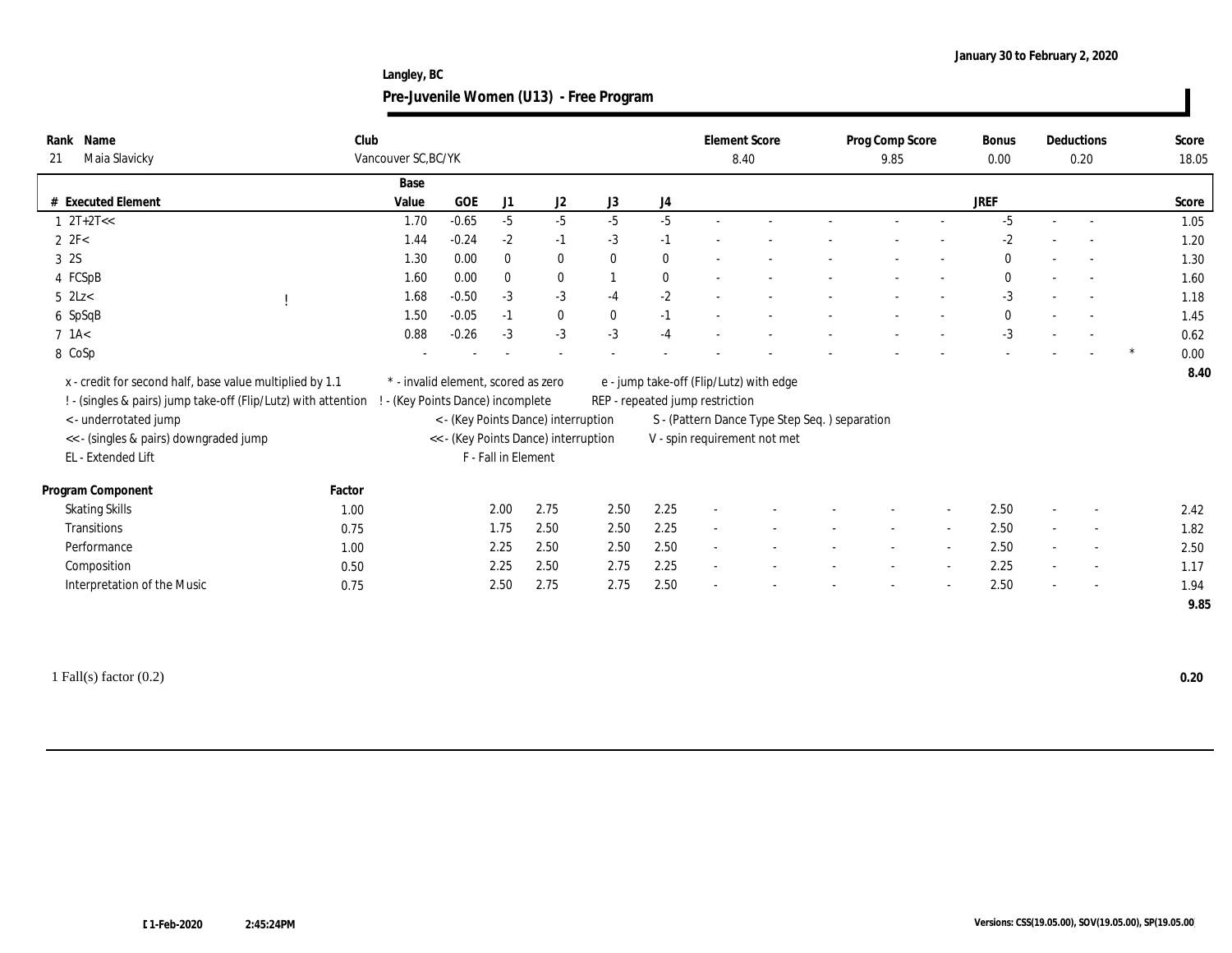January 30 to February 2, 2020

Langley, BC

## Pre-Juvenile Women (U13) - Free Program

| Rank | Name | Club | Element Score | Prog Comp Score | Bonus | Deductions | Score |
|---|---|---|---|---|---|---|---|
| 21 | Maia Slavicky | Vancouver SC,BC/YK | 8.40 | 9.85 | 0.00 | 0.20 | 18.05 |

| # | Executed Element | | Base Value | GOE | J1 | J2 | J3 | J4 | | | | | | | | JREF | | | | Score |
|---|---|---|---|---|---|---|---|---|---|---|---|---|---|---|---|---|---|---|---|---|
| 1 | 2T+2T<< | | 1.70 | -0.65 | -5 | -5 | -5 | -5 | - | - | - | - | - | | | -5 | - | - | | 1.05 |
| 2 | 2F< | | 1.44 | -0.24 | -2 | -1 | -3 | -1 | - | - | - | - | - | | | -2 | - | - | | 1.20 |
| 3 | 2S | | 1.30 | 0.00 | 0 | 0 | 0 | 0 | - | - | - | - | - | | | 0 | - | - | | 1.30 |
| 4 | FCSpB | | 1.60 | 0.00 | 0 | 0 | 1 | 0 | - | - | - | - | - | | | 0 | - | - | | 1.60 |
| 5 | 2Lz< | ! | 1.68 | -0.50 | -3 | -3 | -4 | -2 | - | - | - | - | - | | | -3 | - | - | | 1.18 |
| 6 | SpSqB | | 1.50 | -0.05 | -1 | 0 | 0 | -1 | - | - | - | - | - | | | 0 | - | - | | 1.45 |
| 7 | 1A< | | 0.88 | -0.26 | -3 | -3 | -3 | -4 | - | - | - | - | - | | | -3 | - | - | | 0.62 |
| 8 | CoSp | | - | - | - | - | - | - | - | - | - | - | - | | | - | - | - | * | 0.00 |
| | | | | | | | | | | | | | | | | | | | | 8.40 |

x - credit for second half, base value multiplied by 1.1
! - (singles & pairs) jump take-off (Flip/Lutz) with attention
< - underrotated jump
<< - (singles & pairs) downgraded jump
EL - Extended Lift
* - invalid element, scored as zero
! - (Key Points Dance) incomplete
< - (Key Points Dance) interruption
<< - (Key Points Dance) interruption
F - Fall in Element
e - jump take-off (Flip/Lutz) with edge
REP - repeated jump restriction
S - (Pattern Dance Type Step Seq. ) separation
V - spin requirement not met

| Program Component | Factor | J1 | J2 | J3 | J4 | | | | | | JREF | | | Score |
|---|---|---|---|---|---|---|---|---|---|---|---|---|---|---|
| Skating Skills | 1.00 | 2.00 | 2.75 | 2.50 | 2.25 | - | - | - | - | - | 2.50 | - | - | 2.42 |
| Transitions | 0.75 | 1.75 | 2.50 | 2.50 | 2.25 | - | - | - | - | - | 2.50 | - | - | 1.82 |
| Performance | 1.00 | 2.25 | 2.50 | 2.50 | 2.50 | - | - | - | - | - | 2.50 | - | - | 2.50 |
| Composition | 0.50 | 2.25 | 2.50 | 2.75 | 2.25 | - | - | - | - | - | 2.25 | - | - | 1.17 |
| Interpretation of the Music | 0.75 | 2.50 | 2.75 | 2.75 | 2.50 | - | - | - | - | - | 2.50 | - | - | 1.94 |
| | | | | | | | | | | | | | | 9.85 |

1 Fall(s) factor (0.2) **0.20**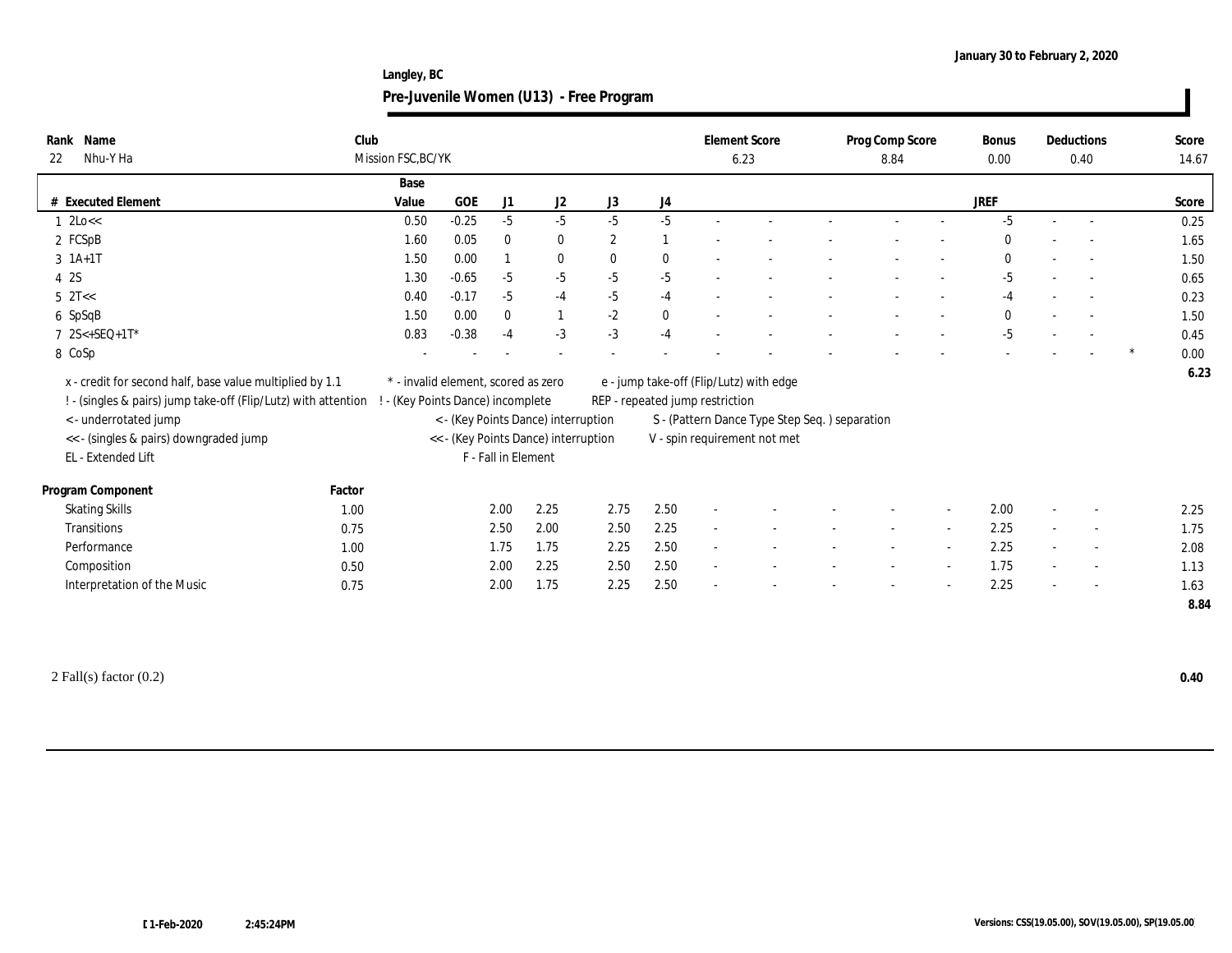January 30 to February 2, 2020

**Langley, BC**

## Pre-Juvenile Women (U13) - Free Program

| Rank | Name | Club | Element Score | Prog Comp Score | Bonus | Deductions | Score |
|---|---|---|---|---|---|---|---|
| 22 | Nhu-Y Ha | Mission FSC,BC/YK | 6.23 | 8.84 | 0.00 | 0.40 | 14.67 |

| # | Executed Element | Base Value | GOE | J1 | J2 | J3 | J4 | | | | | | JREF | | | | Score |
|---|---|---|---|---|---|---|---|---|---|---|---|---|---|---|---|---|---|
| 1 | 2Lo<< | 0.50 | -0.25 | -5 | -5 | -5 | -5 | - | - | - | - | - | -5 | - | - | | 0.25 |
| 2 | FCSpB | 1.60 | 0.05 | 0 | 0 | 2 | 1 | - | - | - | - | - | 0 | - | - | | 1.65 |
| 3 | 1A+1T | 1.50 | 0.00 | 1 | 0 | 0 | 0 | - | - | - | - | - | 0 | - | - | | 1.50 |
| 4 | 2S | 1.30 | -0.65 | -5 | -5 | -5 | -5 | - | - | - | - | - | -5 | - | - | | 0.65 |
| 5 | 2T<< | 0.40 | -0.17 | -5 | -4 | -5 | -4 | - | - | - | - | - | -4 | - | - | | 0.23 |
| 6 | SpSqB | 1.50 | 0.00 | 0 | 1 | -2 | 0 | - | - | - | - | - | 0 | - | - | | 1.50 |
| 7 | 2S<+SEQ+1T* | 0.83 | -0.38 | -4 | -3 | -3 | -4 | - | - | - | - | - | -5 | - | - | | 0.45 |
| 8 | CoSp | - | - | - | - | - | - | - | - | - | - | - | - | - | - | * | 0.00 |
| | | | | | | | | | | | | | | | | | 6.23 |

x - credit for second half, base value multiplied by 1.1
! - (singles & pairs) jump take-off (Flip/Lutz) with attention
< - underrotated jump
<< - (singles & pairs) downgraded jump
EL - Extended Lift
\* - invalid element, scored as zero
! - (Key Points Dance) incomplete
< - (Key Points Dance) interruption
<< - (Key Points Dance) interruption
F - Fall in Element
e - jump take-off (Flip/Lutz) with edge
REP - repeated jump restriction
S - (Pattern Dance Type Step Seq. ) separation
V - spin requirement not met

| Program Component | Factor | J1 | J2 | J3 | J4 | | | | | | JREF | | | Score |
|---|---|---|---|---|---|---|---|---|---|---|---|---|---|---|
| Skating Skills | 1.00 | 2.00 | 2.25 | 2.75 | 2.50 | - | - | - | - | - | 2.00 | - | - | 2.25 |
| Transitions | 0.75 | 2.50 | 2.00 | 2.50 | 2.25 | - | - | - | - | - | 2.25 | - | - | 1.75 |
| Performance | 1.00 | 1.75 | 1.75 | 2.25 | 2.50 | - | - | - | - | - | 2.25 | - | - | 2.08 |
| Composition | 0.50 | 2.00 | 2.25 | 2.50 | 2.50 | - | - | - | - | - | 1.75 | - | - | 1.13 |
| Interpretation of the Music | 0.75 | 2.00 | 1.75 | 2.25 | 2.50 | - | - | - | - | - | 2.25 | - | - | 1.63 |
| | | | | | | | | | | | | | | 8.84 |

2 Fall(s) factor (0.2) **0.40**